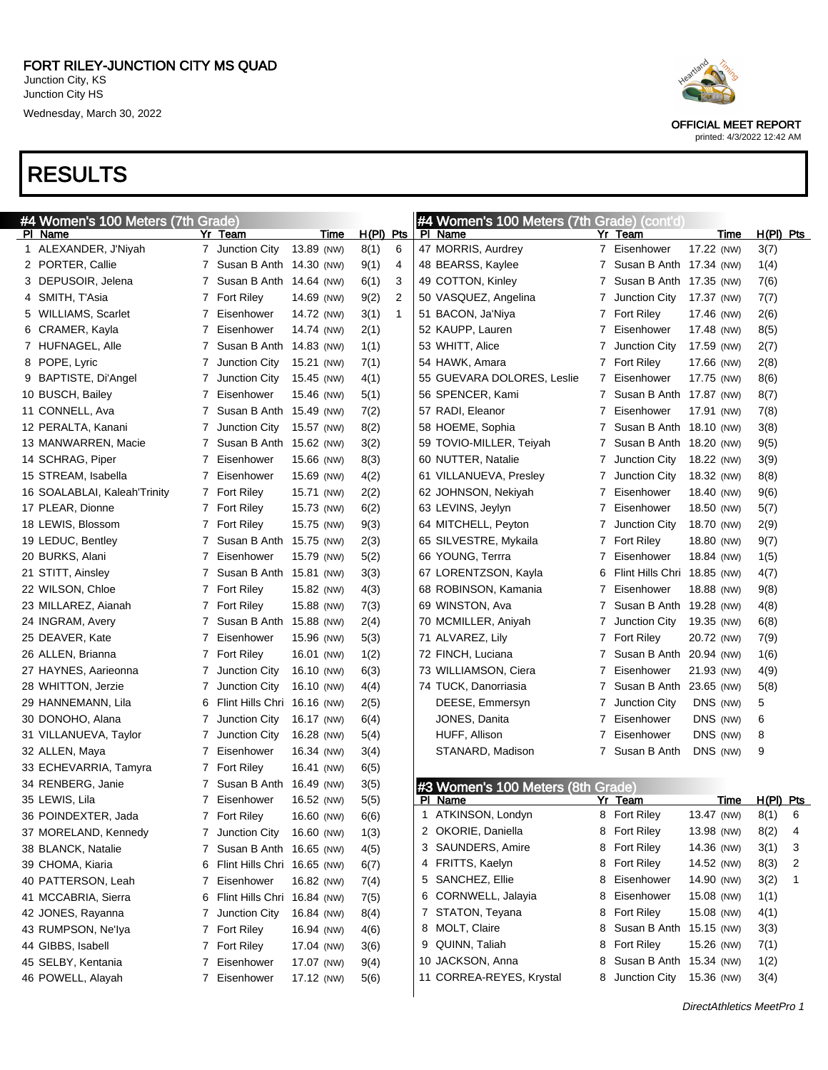FORT RILEY-JUNCTION CITY MS QUAD
Junction City, KS
Junction City HS
Wednesday, March 30, 2022

OFFICIAL MEET REPORT
printed: 4/3/2022 12:42 AM

# RESULTS

## #4 Women's 100 Meters (7th Grade)

| Pl | Name | Yr | Team | Time | H(Pl) | Pts |
|---|---|---|---|---|---|---|
| 1 | ALEXANDER, J'Niyah | 7 | Junction City | 13.89 (NW) | 8(1) | 6 |
| 2 | PORTER, Callie | 7 | Susan B Anth | 14.30 (NW) | 9(1) | 4 |
| 3 | DEPUSOIR, Jelena | 7 | Susan B Anth | 14.64 (NW) | 6(1) | 3 |
| 4 | SMITH, T'Asia | 7 | Fort Riley | 14.69 (NW) | 9(2) | 2 |
| 5 | WILLIAMS, Scarlet | 7 | Eisenhower | 14.72 (NW) | 3(1) | 1 |
| 6 | CRAMER, Kayla | 7 | Eisenhower | 14.74 (NW) | 2(1) | |
| 7 | HUFNAGEL, Alle | 7 | Susan B Anth | 14.83 (NW) | 1(1) | |
| 8 | POPE, Lyric | 7 | Junction City | 15.21 (NW) | 7(1) | |
| 9 | BAPTISTE, Di'Angel | 7 | Junction City | 15.45 (NW) | 4(1) | |
| 10 | BUSCH, Bailey | 7 | Eisenhower | 15.46 (NW) | 5(1) | |
| 11 | CONNELL, Ava | 7 | Susan B Anth | 15.49 (NW) | 7(2) | |
| 12 | PERALTA, Kanani | 7 | Junction City | 15.57 (NW) | 8(2) | |
| 13 | MANWARREN, Macie | 7 | Susan B Anth | 15.62 (NW) | 3(2) | |
| 14 | SCHRAG, Piper | 7 | Eisenhower | 15.66 (NW) | 8(3) | |
| 15 | STREAM, Isabella | 7 | Eisenhower | 15.69 (NW) | 4(2) | |
| 16 | SOALABLAI, Kaleah'Trinity | 7 | Fort Riley | 15.71 (NW) | 2(2) | |
| 17 | PLEAR, Dionne | 7 | Fort Riley | 15.73 (NW) | 6(2) | |
| 18 | LEWIS, Blossom | 7 | Fort Riley | 15.75 (NW) | 9(3) | |
| 19 | LEDUC, Bentley | 7 | Susan B Anth | 15.75 (NW) | 2(3) | |
| 20 | BURKS, Alani | 7 | Eisenhower | 15.79 (NW) | 5(2) | |
| 21 | STITT, Ainsley | 7 | Susan B Anth | 15.81 (NW) | 3(3) | |
| 22 | WILSON, Chloe | 7 | Fort Riley | 15.82 (NW) | 4(3) | |
| 23 | MILLAREZ, Aianah | 7 | Fort Riley | 15.88 (NW) | 7(3) | |
| 24 | INGRAM, Avery | 7 | Susan B Anth | 15.88 (NW) | 2(4) | |
| 25 | DEAVER, Kate | 7 | Eisenhower | 15.96 (NW) | 5(3) | |
| 26 | ALLEN, Brianna | 7 | Fort Riley | 16.01 (NW) | 1(2) | |
| 27 | HAYNES, Aarieonna | 7 | Junction City | 16.10 (NW) | 6(3) | |
| 28 | WHITTON, Jerzie | 7 | Junction City | 16.10 (NW) | 4(4) | |
| 29 | HANNEMANN, Lila | 6 | Flint Hills Chri | 16.16 (NW) | 2(5) | |
| 30 | DONOHO, Alana | 7 | Junction City | 16.17 (NW) | 6(4) | |
| 31 | VILLANUEVA, Taylor | 7 | Junction City | 16.28 (NW) | 5(4) | |
| 32 | ALLEN, Maya | 7 | Eisenhower | 16.34 (NW) | 3(4) | |
| 33 | ECHEVARRIA, Tamyra | 7 | Fort Riley | 16.41 (NW) | 6(5) | |
| 34 | RENBERG, Janie | 7 | Susan B Anth | 16.49 (NW) | 3(5) | |
| 35 | LEWIS, Lila | 7 | Eisenhower | 16.52 (NW) | 5(5) | |
| 36 | POINDEXTER, Jada | 7 | Fort Riley | 16.60 (NW) | 6(6) | |
| 37 | MORELAND, Kennedy | 7 | Junction City | 16.60 (NW) | 1(3) | |
| 38 | BLANCK, Natalie | 7 | Susan B Anth | 16.65 (NW) | 4(5) | |
| 39 | CHOMA, Kiaria | 6 | Flint Hills Chri | 16.65 (NW) | 6(7) | |
| 40 | PATTERSON, Leah | 7 | Eisenhower | 16.82 (NW) | 7(4) | |
| 41 | MCCABRIA, Sierra | 6 | Flint Hills Chri | 16.84 (NW) | 7(5) | |
| 42 | JONES, Rayanna | 7 | Junction City | 16.84 (NW) | 8(4) | |
| 43 | RUMPSON, Ne'Iya | 7 | Fort Riley | 16.94 (NW) | 4(6) | |
| 44 | GIBBS, Isabell | 7 | Fort Riley | 17.04 (NW) | 3(6) | |
| 45 | SELBY, Kentania | 7 | Eisenhower | 17.07 (NW) | 9(4) | |
| 46 | POWELL, Alayah | 7 | Eisenhower | 17.12 (NW) | 5(6) | |
| 47 | MORRIS, Audrey | 7 | Eisenhower | 17.22 (NW) | 3(7) | |
| 48 | BEARSS, Kaylee | 7 | Susan B Anth | 17.34 (NW) | 1(4) | |
| 49 | COTTON, Kinley | 7 | Susan B Anth | 17.35 (NW) | 7(6) | |
| 50 | VASQUEZ, Angelina | 7 | Junction City | 17.37 (NW) | 7(7) | |
| 51 | BACON, Ja'Niya | 7 | Fort Riley | 17.46 (NW) | 2(6) | |
| 52 | KAUPP, Lauren | 7 | Eisenhower | 17.48 (NW) | 8(5) | |
| 53 | WHITT, Alice | 7 | Junction City | 17.59 (NW) | 2(7) | |
| 54 | HAWK, Amara | 7 | Fort Riley | 17.66 (NW) | 2(8) | |
| 55 | GUEVARA DOLORES, Leslie | 7 | Eisenhower | 17.75 (NW) | 8(6) | |
| 56 | SPENCER, Kami | 7 | Susan B Anth | 17.87 (NW) | 8(7) | |
| 57 | RADI, Eleanor | 7 | Eisenhower | 17.91 (NW) | 7(8) | |
| 58 | HOEME, Sophia | 7 | Susan B Anth | 18.10 (NW) | 3(8) | |
| 59 | TOVIO-MILLER, Teiyah | 7 | Susan B Anth | 18.20 (NW) | 9(5) | |
| 60 | NUTTER, Natalie | 7 | Junction City | 18.22 (NW) | 3(9) | |
| 61 | VILLANUEVA, Presley | 7 | Junction City | 18.32 (NW) | 8(8) | |
| 62 | JOHNSON, Nekiyah | 7 | Eisenhower | 18.40 (NW) | 9(6) | |
| 63 | LEVINS, Jeylyn | 7 | Eisenhower | 18.50 (NW) | 5(7) | |
| 64 | MITCHELL, Peyton | 7 | Junction City | 18.70 (NW) | 2(9) | |
| 65 | SILVESTRE, Mykaila | 7 | Fort Riley | 18.80 (NW) | 9(7) | |
| 66 | YOUNG, Terrra | 7 | Eisenhower | 18.84 (NW) | 1(5) | |
| 67 | LORENTZSON, Kayla | 6 | Flint Hills Chri | 18.85 (NW) | 4(7) | |
| 68 | ROBINSON, Kamania | 7 | Eisenhower | 18.88 (NW) | 9(8) | |
| 69 | WINSTON, Ava | 7 | Susan B Anth | 19.28 (NW) | 4(8) | |
| 70 | MCMILLER, Aniyah | 7 | Junction City | 19.35 (NW) | 6(8) | |
| 71 | ALVAREZ, Lily | 7 | Fort Riley | 20.72 (NW) | 7(9) | |
| 72 | FINCH, Luciana | 7 | Susan B Anth | 20.94 (NW) | 1(6) | |
| 73 | WILLIAMSON, Ciera | 7 | Eisenhower | 21.93 (NW) | 4(9) | |
| 74 | TUCK, Danorriasia | 7 | Susan B Anth | 23.65 (NW) | 5(8) | |
| | DEESE, Emmersyn | 7 | Junction City | DNS (NW) | 5 | |
| | JONES, Danita | 7 | Eisenhower | DNS (NW) | 6 | |
| | HUFF, Allison | 7 | Eisenhower | DNS (NW) | 8 | |
| | STANARD, Madison | 7 | Susan B Anth | DNS (NW) | 9 | |

## #3 Women's 100 Meters (8th Grade)

| Pl | Name | Yr | Team | Time | H(Pl) | Pts |
|---|---|---|---|---|---|---|
| 1 | ATKINSON, Londyn | 8 | Fort Riley | 13.47 (NW) | 8(1) | 6 |
| 2 | OKORIE, Daniella | 8 | Fort Riley | 13.98 (NW) | 8(2) | 4 |
| 3 | SAUNDERS, Amire | 8 | Fort Riley | 14.36 (NW) | 3(1) | 3 |
| 4 | FRITTS, Kaelyn | 8 | Fort Riley | 14.52 (NW) | 8(3) | 2 |
| 5 | SANCHEZ, Ellie | 8 | Eisenhower | 14.90 (NW) | 3(2) | 1 |
| 6 | CORNWELL, Jalayia | 8 | Eisenhower | 15.08 (NW) | 1(1) | |
| 7 | STATON, Teyana | 8 | Fort Riley | 15.08 (NW) | 4(1) | |
| 8 | MOLT, Claire | 8 | Susan B Anth | 15.15 (NW) | 3(3) | |
| 9 | QUINN, Taliah | 8 | Fort Riley | 15.26 (NW) | 7(1) | |
| 10 | JACKSON, Anna | 8 | Susan B Anth | 15.34 (NW) | 1(2) | |
| 11 | CORREA-REYES, Krystal | 8 | Junction City | 15.36 (NW) | 3(4) | |

DirectAthletics MeetPro 1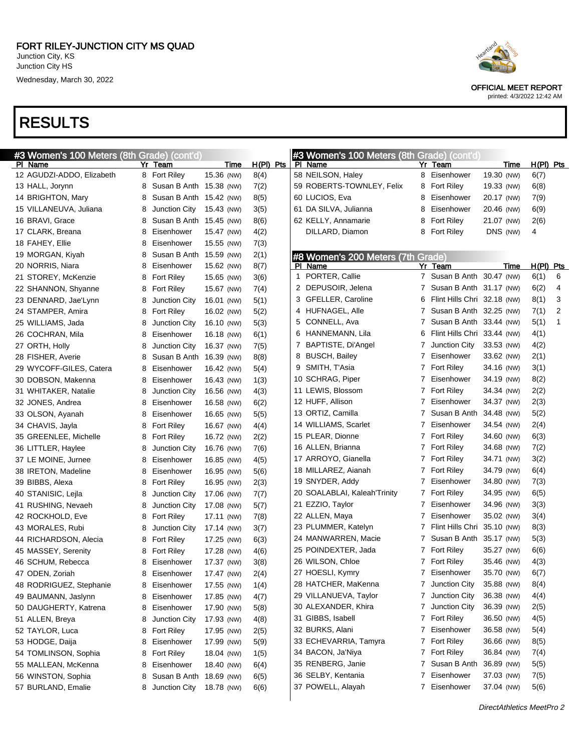FORT RILEY-JUNCTION CITY MS QUAD
Junction City, KS
Junction City HS
Wednesday, March 30, 2022

OFFICIAL MEET REPORT
printed: 4/3/2022 12:42 AM

# RESULTS

## #3 Women's 100 Meters (8th Grade) (cont'd)

| Pl | Name | Yr | Team | Time | H(Pl) | Pts |
|---|---|---|---|---|---|---|
| 12 | AGUDZI-ADDO, Elizabeth | 8 | Fort Riley | 15.36 (NW) | 8(4) | |
| 13 | HALL, Jorynn | 8 | Susan B Anth | 15.38 (NW) | 7(2) | |
| 14 | BRIGHTON, Mary | 8 | Susan B Anth | 15.42 (NW) | 8(5) | |
| 15 | VILLANEUVA, Juliana | 8 | Junction City | 15.43 (NW) | 3(5) | |
| 16 | BRAVI, Grace | 8 | Susan B Anth | 15.45 (NW) | 8(6) | |
| 17 | CLARK, Breana | 8 | Eisenhower | 15.47 (NW) | 4(2) | |
| 18 | FAHEY, Ellie | 8 | Eisenhower | 15.55 (NW) | 7(3) | |
| 19 | MORGAN, Kiyah | 8 | Susan B Anth | 15.59 (NW) | 2(1) | |
| 20 | NORRIS, Niara | 8 | Eisenhower | 15.62 (NW) | 8(7) | |
| 21 | STOREY, McKenzie | 8 | Fort Riley | 15.65 (NW) | 3(6) | |
| 22 | SHANNON, Shyanne | 8 | Fort Riley | 15.67 (NW) | 7(4) | |
| 23 | DENNARD, Jae'Lynn | 8 | Junction City | 16.01 (NW) | 5(1) | |
| 24 | STAMPER, Amira | 8 | Fort Riley | 16.02 (NW) | 5(2) | |
| 25 | WILLIAMS, Jada | 8 | Junction City | 16.10 (NW) | 5(3) | |
| 26 | COCHRAN, Mila | 8 | Eisenhower | 16.18 (NW) | 6(1) | |
| 27 | ORTH, Holly | 8 | Junction City | 16.37 (NW) | 7(5) | |
| 28 | FISHER, Averie | 8 | Susan B Anth | 16.39 (NW) | 8(8) | |
| 29 | WYCOFF-GILES, Catera | 8 | Eisenhower | 16.42 (NW) | 5(4) | |
| 30 | DOBSON, Makenna | 8 | Eisenhower | 16.43 (NW) | 1(3) | |
| 31 | WHITAKER, Natalie | 8 | Junction City | 16.56 (NW) | 4(3) | |
| 32 | JONES, Andrea | 8 | Eisenhower | 16.58 (NW) | 6(2) | |
| 33 | OLSON, Ayanah | 8 | Eisenhower | 16.65 (NW) | 5(5) | |
| 34 | CHAVIS, Jayla | 8 | Fort Riley | 16.67 (NW) | 4(4) | |
| 35 | GREENLEE, Michelle | 8 | Fort Riley | 16.72 (NW) | 2(2) | |
| 36 | LITTLER, Haylee | 8 | Junction City | 16.76 (NW) | 7(6) | |
| 37 | LE MOINE, Jurnee | 8 | Eisenhower | 16.85 (NW) | 4(5) | |
| 38 | IRETON, Madeline | 8 | Eisenhower | 16.95 (NW) | 5(6) | |
| 39 | BIBBS, Alexa | 8 | Fort Riley | 16.95 (NW) | 2(3) | |
| 40 | STANISIC, Lejla | 8 | Junction City | 17.06 (NW) | 7(7) | |
| 41 | RUSHING, Nevaeh | 8 | Junction City | 17.08 (NW) | 5(7) | |
| 42 | ROCKHOLD, Eve | 8 | Fort Riley | 17.11 (NW) | 7(8) | |
| 43 | MORALES, Rubi | 8 | Junction City | 17.14 (NW) | 3(7) | |
| 44 | RICHARDSON, Alecia | 8 | Fort Riley | 17.25 (NW) | 6(3) | |
| 45 | MASSEY, Serenity | 8 | Fort Riley | 17.28 (NW) | 4(6) | |
| 46 | SCHUM, Rebecca | 8 | Eisenhower | 17.37 (NW) | 3(8) | |
| 47 | ODEN, Zoriah | 8 | Eisenhower | 17.47 (NW) | 2(4) | |
| 48 | RODRIGUEZ, Stephanie | 8 | Eisenhower | 17.55 (NW) | 1(4) | |
| 49 | BAUMANN, Jaslynn | 8 | Eisenhower | 17.85 (NW) | 4(7) | |
| 50 | DAUGHERTY, Katrena | 8 | Eisenhower | 17.90 (NW) | 5(8) | |
| 51 | ALLEN, Breya | 8 | Junction City | 17.93 (NW) | 4(8) | |
| 52 | TAYLOR, Luca | 8 | Fort Riley | 17.95 (NW) | 2(5) | |
| 53 | HODGE, Daija | 8 | Eisenhower | 17.99 (NW) | 5(9) | |
| 54 | TOMLINSON, Sophia | 8 | Fort Riley | 18.04 (NW) | 1(5) | |
| 55 | MALLEAN, McKenna | 8 | Eisenhower | 18.40 (NW) | 6(4) | |
| 56 | WINSTON, Sophia | 8 | Susan B Anth | 18.69 (NW) | 6(5) | |
| 57 | BURLAND, Emalie | 8 | Junction City | 18.78 (NW) | 6(6) | |
| 58 | NEILSON, Haley | 8 | Eisenhower | 19.30 (NW) | 6(7) | |
| 59 | ROBERTS-TOWNLEY, Felix | 8 | Fort Riley | 19.33 (NW) | 6(8) | |
| 60 | LUCIOS, Eva | 8 | Eisenhower | 20.17 (NW) | 7(9) | |
| 61 | DA SILVA, Julianna | 8 | Eisenhower | 20.46 (NW) | 6(9) | |
| 62 | KELLY, Annamarie | 8 | Fort Riley | 21.07 (NW) | 2(6) | |
| | DILLARD, Diamon | 8 | Fort Riley | DNS (NW) | 4 | |

## #8 Women's 200 Meters (7th Grade)

| Pl | Name | Yr | Team | Time | H(Pl) | Pts |
|---|---|---|---|---|---|---|
| 1 | PORTER, Callie | 7 | Susan B Anth | 30.47 (NW) | 6(1) | 6 |
| 2 | DEPUSOIR, Jelena | 7 | Susan B Anth | 31.17 (NW) | 6(2) | 4 |
| 3 | GFELLER, Caroline | 6 | Flint Hills Chri | 32.18 (NW) | 8(1) | 3 |
| 4 | HUFNAGEL, Alle | 7 | Susan B Anth | 32.25 (NW) | 7(1) | 2 |
| 5 | CONNELL, Ava | 7 | Susan B Anth | 33.44 (NW) | 5(1) | 1 |
| 6 | HANNEMANN, Lila | 6 | Flint Hills Chri | 33.44 (NW) | 4(1) | |
| 7 | BAPTISTE, Di'Angel | 7 | Junction City | 33.53 (NW) | 4(2) | |
| 8 | BUSCH, Bailey | 7 | Eisenhower | 33.62 (NW) | 2(1) | |
| 9 | SMITH, T'Asia | 7 | Fort Riley | 34.16 (NW) | 3(1) | |
| 10 | SCHRAG, Piper | 7 | Eisenhower | 34.19 (NW) | 8(2) | |
| 11 | LEWIS, Blossom | 7 | Fort Riley | 34.34 (NW) | 2(2) | |
| 12 | HUFF, Allison | 7 | Eisenhower | 34.37 (NW) | 2(3) | |
| 13 | ORTIZ, Camilla | 7 | Susan B Anth | 34.48 (NW) | 5(2) | |
| 14 | WILLIAMS, Scarlet | 7 | Eisenhower | 34.54 (NW) | 2(4) | |
| 15 | PLEAR, Dionne | 7 | Fort Riley | 34.60 (NW) | 6(3) | |
| 16 | ALLEN, Brianna | 7 | Fort Riley | 34.68 (NW) | 7(2) | |
| 17 | ARROYO, Gianella | 7 | Fort Riley | 34.71 (NW) | 3(2) | |
| 18 | MILLAREZ, Aianah | 7 | Fort Riley | 34.79 (NW) | 6(4) | |
| 19 | SNYDER, Addy | 7 | Eisenhower | 34.80 (NW) | 7(3) | |
| 20 | SOALABLAI, Kaleah'Trinity | 7 | Fort Riley | 34.95 (NW) | 6(5) | |
| 21 | EZZIO, Taylor | 7 | Eisenhower | 34.96 (NW) | 3(3) | |
| 22 | ALLEN, Maya | 7 | Eisenhower | 35.02 (NW) | 3(4) | |
| 23 | PLUMMER, Katelyn | 7 | Flint Hills Chri | 35.10 (NW) | 8(3) | |
| 24 | MANWARREN, Macie | 7 | Susan B Anth | 35.17 (NW) | 5(3) | |
| 25 | POINDEXTER, Jada | 7 | Fort Riley | 35.27 (NW) | 6(6) | |
| 26 | WILSON, Chloe | 7 | Fort Riley | 35.46 (NW) | 4(3) | |
| 27 | HOESLI, Kymry | 7 | Eisenhower | 35.70 (NW) | 6(7) | |
| 28 | HATCHER, MaKenna | 7 | Junction City | 35.88 (NW) | 8(4) | |
| 29 | VILLANUEVA, Taylor | 7 | Junction City | 36.38 (NW) | 4(4) | |
| 30 | ALEXANDER, Khira | 7 | Junction City | 36.39 (NW) | 2(5) | |
| 31 | GIBBS, Isabell | 7 | Fort Riley | 36.50 (NW) | 4(5) | |
| 32 | BURKS, Alani | 7 | Eisenhower | 36.58 (NW) | 5(4) | |
| 33 | ECHEVARRIA, Tamyra | 7 | Fort Riley | 36.66 (NW) | 8(5) | |
| 34 | BACON, Ja'Niya | 7 | Fort Riley | 36.84 (NW) | 7(4) | |
| 35 | RENBERG, Janie | 7 | Susan B Anth | 36.89 (NW) | 5(5) | |
| 36 | SELBY, Kentania | 7 | Eisenhower | 37.03 (NW) | 7(5) | |
| 37 | POWELL, Alayah | 7 | Eisenhower | 37.04 (NW) | 5(6) | |

DirectAthletics MeetPro 2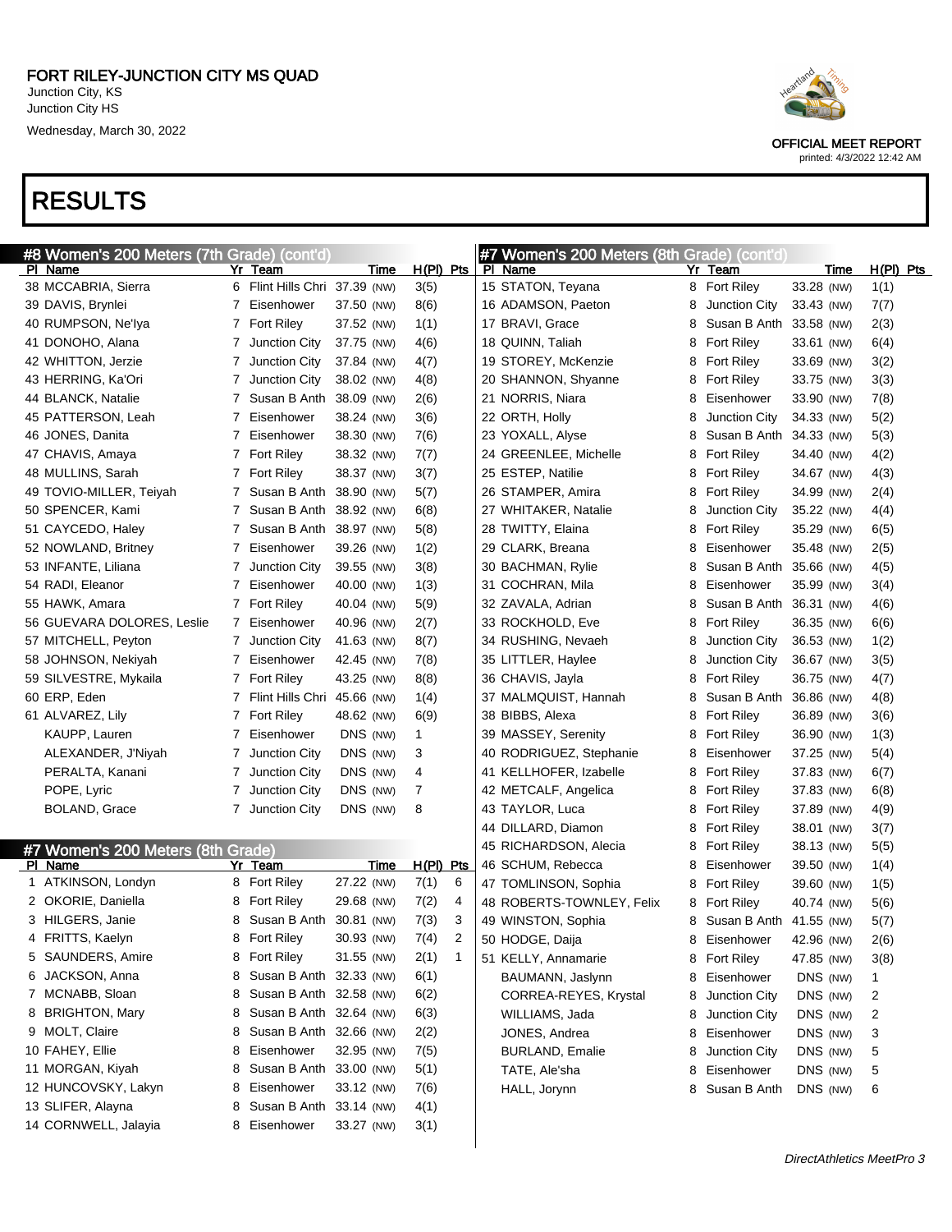FORT RILEY-JUNCTION CITY MS QUAD
Junction City, KS
Junction City HS
Wednesday, March 30, 2022

OFFICIAL MEET REPORT
printed: 4/3/2022 12:42 AM

# RESULTS

## #8 Women's 200 Meters (7th Grade) (cont'd)

| Pl | Name | Yr | Team | Time | H(Pl) | Pts |
|---|---|---|---|---|---|---|
| 38 | MCCABRIA, Sierra | 6 | Flint Hills Chri | 37.39 (NW) | 3(5) | |
| 39 | DAVIS, Brynlei | 7 | Eisenhower | 37.50 (NW) | 8(6) | |
| 40 | RUMPSON, Ne'Iya | 7 | Fort Riley | 37.52 (NW) | 1(1) | |
| 41 | DONOHO, Alana | 7 | Junction City | 37.75 (NW) | 4(6) | |
| 42 | WHITTON, Jerzie | 7 | Junction City | 37.84 (NW) | 4(7) | |
| 43 | HERRING, Ka'Ori | 7 | Junction City | 38.02 (NW) | 4(8) | |
| 44 | BLANCK, Natalie | 7 | Susan B Anth | 38.09 (NW) | 2(6) | |
| 45 | PATTERSON, Leah | 7 | Eisenhower | 38.24 (NW) | 3(6) | |
| 46 | JONES, Danita | 7 | Eisenhower | 38.30 (NW) | 7(6) | |
| 47 | CHAVIS, Amaya | 7 | Fort Riley | 38.32 (NW) | 7(7) | |
| 48 | MULLINS, Sarah | 7 | Fort Riley | 38.37 (NW) | 3(7) | |
| 49 | TOVIO-MILLER, Teiyah | 7 | Susan B Anth | 38.90 (NW) | 5(7) | |
| 50 | SPENCER, Kami | 7 | Susan B Anth | 38.92 (NW) | 6(8) | |
| 51 | CAYCEDO, Haley | 7 | Susan B Anth | 38.97 (NW) | 5(8) | |
| 52 | NOWLAND, Britney | 7 | Eisenhower | 39.26 (NW) | 1(2) | |
| 53 | INFANTE, Liliana | 7 | Junction City | 39.55 (NW) | 3(8) | |
| 54 | RADI, Eleanor | 7 | Eisenhower | 40.00 (NW) | 1(3) | |
| 55 | HAWK, Amara | 7 | Fort Riley | 40.04 (NW) | 5(9) | |
| 56 | GUEVARA DOLORES, Leslie | 7 | Eisenhower | 40.96 (NW) | 2(7) | |
| 57 | MITCHELL, Peyton | 7 | Junction City | 41.63 (NW) | 8(7) | |
| 58 | JOHNSON, Nekiyah | 7 | Eisenhower | 42.45 (NW) | 7(8) | |
| 59 | SILVESTRE, Mykaila | 7 | Fort Riley | 43.25 (NW) | 8(8) | |
| 60 | ERP, Eden | 7 | Flint Hills Chri | 45.66 (NW) | 1(4) | |
| 61 | ALVAREZ, Lily | 7 | Fort Riley | 48.62 (NW) | 6(9) | |
| | KAUPP, Lauren | 7 | Eisenhower | DNS (NW) | 1 | |
| | ALEXANDER, J'Niyah | 7 | Junction City | DNS (NW) | 3 | |
| | PERALTA, Kanani | 7 | Junction City | DNS (NW) | 4 | |
| | POPE, Lyric | 7 | Junction City | DNS (NW) | 7 | |
| | BOLAND, Grace | 7 | Junction City | DNS (NW) | 8 | |

## #7 Women's 200 Meters (8th Grade)

| Pl | Name | Yr | Team | Time | H(Pl) | Pts |
|---|---|---|---|---|---|---|
| 1 | ATKINSON, Londyn | 8 | Fort Riley | 27.22 (NW) | 7(1) | 6 |
| 2 | OKORIE, Daniella | 8 | Fort Riley | 29.68 (NW) | 7(2) | 4 |
| 3 | HILGERS, Janie | 8 | Susan B Anth | 30.81 (NW) | 7(3) | 3 |
| 4 | FRITTS, Kaelyn | 8 | Fort Riley | 30.93 (NW) | 7(4) | 2 |
| 5 | SAUNDERS, Amire | 8 | Fort Riley | 31.55 (NW) | 2(1) | 1 |
| 6 | JACKSON, Anna | 8 | Susan B Anth | 32.33 (NW) | 6(1) | |
| 7 | MCNABB, Sloan | 8 | Susan B Anth | 32.58 (NW) | 6(2) | |
| 8 | BRIGHTON, Mary | 8 | Susan B Anth | 32.64 (NW) | 6(3) | |
| 9 | MOLT, Claire | 8 | Susan B Anth | 32.66 (NW) | 2(2) | |
| 10 | FAHEY, Ellie | 8 | Eisenhower | 32.95 (NW) | 7(5) | |
| 11 | MORGAN, Kiyah | 8 | Susan B Anth | 33.00 (NW) | 5(1) | |
| 12 | HUNCOVSKY, Lakyn | 8 | Eisenhower | 33.12 (NW) | 7(6) | |
| 13 | SLIFER, Alayna | 8 | Susan B Anth | 33.14 (NW) | 4(1) | |
| 14 | CORNWELL, Jalayia | 8 | Eisenhower | 33.27 (NW) | 3(1) | |

## #7 Women's 200 Meters (8th Grade) (cont'd)

| Pl | Name | Yr | Team | Time | H(Pl) | Pts |
|---|---|---|---|---|---|---|
| 15 | STATON, Teyana | 8 | Fort Riley | 33.28 (NW) | 1(1) | |
| 16 | ADAMSON, Paeton | 8 | Junction City | 33.43 (NW) | 7(7) | |
| 17 | BRAVI, Grace | 8 | Susan B Anth | 33.58 (NW) | 2(3) | |
| 18 | QUINN, Taliah | 8 | Fort Riley | 33.61 (NW) | 6(4) | |
| 19 | STOREY, McKenzie | 8 | Fort Riley | 33.69 (NW) | 3(2) | |
| 20 | SHANNON, Shyanne | 8 | Fort Riley | 33.75 (NW) | 3(3) | |
| 21 | NORRIS, Niara | 8 | Eisenhower | 33.90 (NW) | 7(8) | |
| 22 | ORTH, Holly | 8 | Junction City | 34.33 (NW) | 5(2) | |
| 23 | YOXALL, Alyse | 8 | Susan B Anth | 34.33 (NW) | 5(3) | |
| 24 | GREENLEE, Michelle | 8 | Fort Riley | 34.40 (NW) | 4(2) | |
| 25 | ESTEP, Natilie | 8 | Fort Riley | 34.67 (NW) | 4(3) | |
| 26 | STAMPER, Amira | 8 | Fort Riley | 34.99 (NW) | 2(4) | |
| 27 | WHITAKER, Natalie | 8 | Junction City | 35.22 (NW) | 4(4) | |
| 28 | TWITTY, Elaina | 8 | Fort Riley | 35.29 (NW) | 6(5) | |
| 29 | CLARK, Breana | 8 | Eisenhower | 35.48 (NW) | 2(5) | |
| 30 | BACHMAN, Rylie | 8 | Susan B Anth | 35.66 (NW) | 4(5) | |
| 31 | COCHRAN, Mila | 8 | Eisenhower | 35.99 (NW) | 3(4) | |
| 32 | ZAVALA, Adrian | 8 | Susan B Anth | 36.31 (NW) | 4(6) | |
| 33 | ROCKHOLD, Eve | 8 | Fort Riley | 36.35 (NW) | 6(6) | |
| 34 | RUSHING, Nevaeh | 8 | Junction City | 36.53 (NW) | 1(2) | |
| 35 | LITTLER, Haylee | 8 | Junction City | 36.67 (NW) | 3(5) | |
| 36 | CHAVIS, Jayla | 8 | Fort Riley | 36.75 (NW) | 4(7) | |
| 37 | MALMQUIST, Hannah | 8 | Susan B Anth | 36.86 (NW) | 4(8) | |
| 38 | BIBBS, Alexa | 8 | Fort Riley | 36.89 (NW) | 3(6) | |
| 39 | MASSEY, Serenity | 8 | Fort Riley | 36.90 (NW) | 1(3) | |
| 40 | RODRIGUEZ, Stephanie | 8 | Eisenhower | 37.25 (NW) | 5(4) | |
| 41 | KELLHOFER, Izabelle | 8 | Fort Riley | 37.83 (NW) | 6(7) | |
| 42 | METCALF, Angelica | 8 | Fort Riley | 37.83 (NW) | 6(8) | |
| 43 | TAYLOR, Luca | 8 | Fort Riley | 37.89 (NW) | 4(9) | |
| 44 | DILLARD, Diamon | 8 | Fort Riley | 38.01 (NW) | 3(7) | |
| 45 | RICHARDSON, Alecia | 8 | Fort Riley | 38.13 (NW) | 5(5) | |
| 46 | SCHUM, Rebecca | 8 | Eisenhower | 39.50 (NW) | 1(4) | |
| 47 | TOMLINSON, Sophia | 8 | Fort Riley | 39.60 (NW) | 1(5) | |
| 48 | ROBERTS-TOWNLEY, Felix | 8 | Fort Riley | 40.74 (NW) | 5(6) | |
| 49 | WINSTON, Sophia | 8 | Susan B Anth | 41.55 (NW) | 5(7) | |
| 50 | HODGE, Daija | 8 | Eisenhower | 42.96 (NW) | 2(6) | |
| 51 | KELLY, Annamarie | 8 | Fort Riley | 47.85 (NW) | 3(8) | |
| | BAUMANN, Jaslynn | 8 | Eisenhower | DNS (NW) | 1 | |
| | CORREA-REYES, Krystal | 8 | Junction City | DNS (NW) | 2 | |
| | WILLIAMS, Jada | 8 | Junction City | DNS (NW) | 2 | |
| | JONES, Andrea | 8 | Eisenhower | DNS (NW) | 3 | |
| | BURLAND, Emalie | 8 | Junction City | DNS (NW) | 5 | |
| | TATE, Ale'sha | 8 | Eisenhower | DNS (NW) | 5 | |
| | HALL, Jorynn | 8 | Susan B Anth | DNS (NW) | 6 | |

DirectAthletics MeetPro 3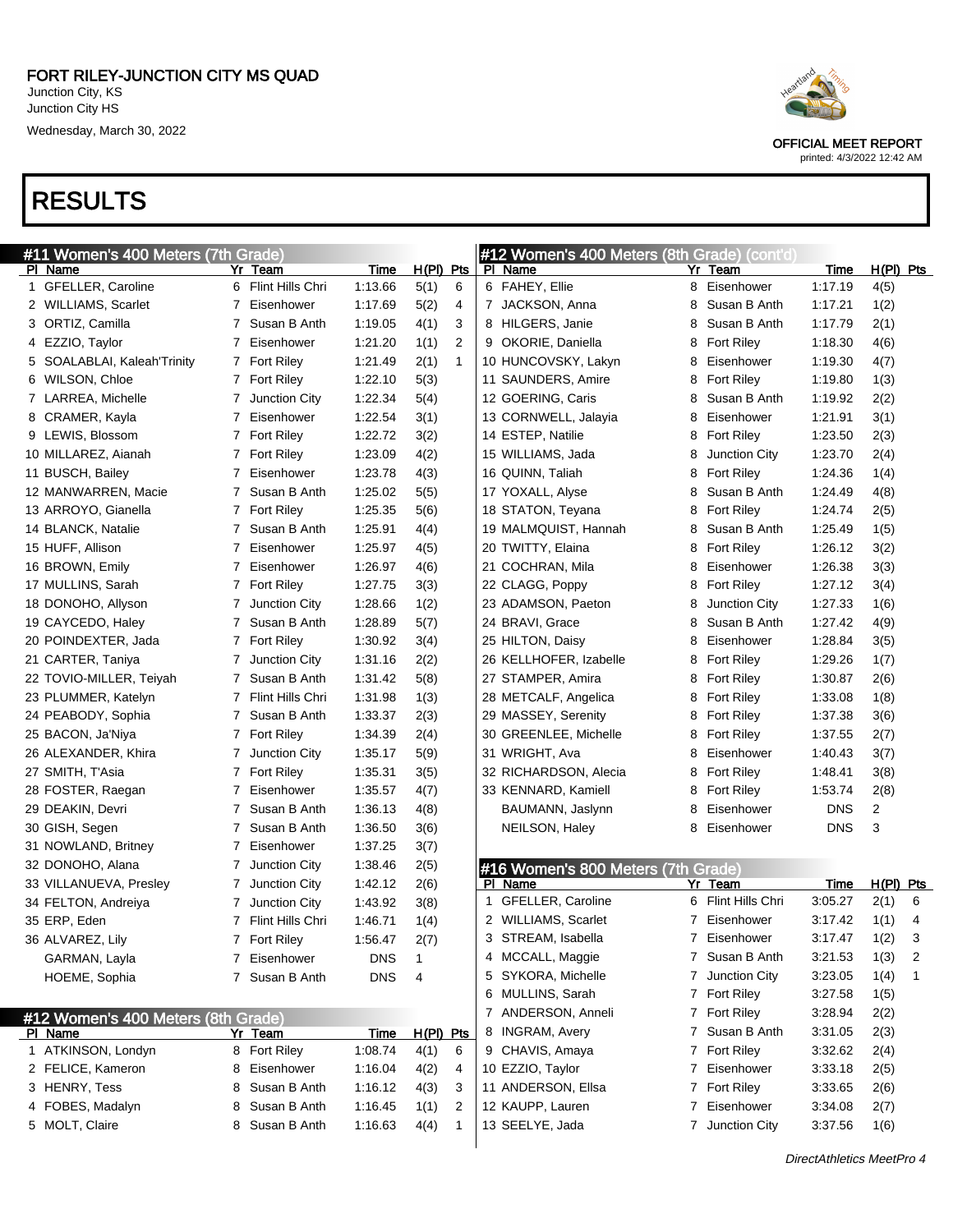# FORT RILEY-JUNCTION CITY MS QUAD

Junction City, KS
Junction City HS
Wednesday, March 30, 2022

OFFICIAL MEET REPORT
printed: 4/3/2022 12:42 AM

## RESULTS

### #11 Women's 400 Meters (7th Grade)

| Pl | Name | Yr | Team | Time | H(Pl) | Pts |
|---|---|---|---|---|---|---|
| 1 | GFELLER, Caroline | 6 | Flint Hills Chri | 1:13.66 | 5(1) | 6 |
| 2 | WILLIAMS, Scarlet | 7 | Eisenhower | 1:17.69 | 5(2) | 4 |
| 3 | ORTIZ, Camilla | 7 | Susan B Anth | 1:19.05 | 4(1) | 3 |
| 4 | EZZIO, Taylor | 7 | Eisenhower | 1:21.20 | 1(1) | 2 |
| 5 | SOALABLAI, Kaleah'Trinity | 7 | Fort Riley | 1:21.49 | 2(1) | 1 |
| 6 | WILSON, Chloe | 7 | Fort Riley | 1:22.10 | 5(3) | |
| 7 | LARREA, Michelle | 7 | Junction City | 1:22.34 | 5(4) | |
| 8 | CRAMER, Kayla | 7 | Eisenhower | 1:22.54 | 3(1) | |
| 9 | LEWIS, Blossom | 7 | Fort Riley | 1:22.72 | 3(2) | |
| 10 | MILLAREZ, Aianah | 7 | Fort Riley | 1:23.09 | 4(2) | |
| 11 | BUSCH, Bailey | 7 | Eisenhower | 1:23.78 | 4(3) | |
| 12 | MANWARREN, Macie | 7 | Susan B Anth | 1:25.02 | 5(5) | |
| 13 | ARROYO, Gianella | 7 | Fort Riley | 1:25.35 | 5(6) | |
| 14 | BLANCK, Natalie | 7 | Susan B Anth | 1:25.91 | 4(4) | |
| 15 | HUFF, Allison | 7 | Eisenhower | 1:25.97 | 4(5) | |
| 16 | BROWN, Emily | 7 | Eisenhower | 1:26.97 | 4(6) | |
| 17 | MULLINS, Sarah | 7 | Fort Riley | 1:27.75 | 3(3) | |
| 18 | DONOHO, Allyson | 7 | Junction City | 1:28.66 | 1(2) | |
| 19 | CAYCEDO, Haley | 7 | Susan B Anth | 1:28.89 | 5(7) | |
| 20 | POINDEXTER, Jada | 7 | Fort Riley | 1:30.92 | 3(4) | |
| 21 | CARTER, Taniya | 7 | Junction City | 1:31.16 | 2(2) | |
| 22 | TOVIO-MILLER, Teiyah | 7 | Susan B Anth | 1:31.42 | 5(8) | |
| 23 | PLUMMER, Katelyn | 7 | Flint Hills Chri | 1:31.98 | 1(3) | |
| 24 | PEABODY, Sophia | 7 | Susan B Anth | 1:33.37 | 2(3) | |
| 25 | BACON, Ja'Niya | 7 | Fort Riley | 1:34.39 | 2(4) | |
| 26 | ALEXANDER, Khira | 7 | Junction City | 1:35.17 | 5(9) | |
| 27 | SMITH, T'Asia | 7 | Fort Riley | 1:35.31 | 3(5) | |
| 28 | FOSTER, Raegan | 7 | Eisenhower | 1:35.57 | 4(7) | |
| 29 | DEAKIN, Devri | 7 | Susan B Anth | 1:36.13 | 4(8) | |
| 30 | GISH, Segen | 7 | Susan B Anth | 1:36.50 | 3(6) | |
| 31 | NOWLAND, Britney | 7 | Eisenhower | 1:37.25 | 3(7) | |
| 32 | DONOHO, Alana | 7 | Junction City | 1:38.46 | 2(5) | |
| 33 | VILLANUEVA, Presley | 7 | Junction City | 1:42.12 | 2(6) | |
| 34 | FELTON, Andreiya | 7 | Junction City | 1:43.92 | 3(8) | |
| 35 | ERP, Eden | 7 | Flint Hills Chri | 1:46.71 | 1(4) | |
| 36 | ALVAREZ, Lily | 7 | Fort Riley | 1:56.47 | 2(7) | |
| | GARMAN, Layla | 7 | Eisenhower | DNS | 1 | |
| | HOEME, Sophia | 7 | Susan B Anth | DNS | 4 | |

### #12 Women's 400 Meters (8th Grade)

| Pl | Name | Yr | Team | Time | H(Pl) | Pts |
|---|---|---|---|---|---|---|
| 1 | ATKINSON, Londyn | 8 | Fort Riley | 1:08.74 | 4(1) | 6 |
| 2 | FELICE, Kameron | 8 | Eisenhower | 1:16.04 | 4(2) | 4 |
| 3 | HENRY, Tess | 8 | Susan B Anth | 1:16.12 | 4(3) | 3 |
| 4 | FOBES, Madalyn | 8 | Susan B Anth | 1:16.45 | 1(1) | 2 |
| 5 | MOLT, Claire | 8 | Susan B Anth | 1:16.63 | 4(4) | 1 |
| 6 | FAHEY, Ellie | 8 | Eisenhower | 1:17.19 | 4(5) | |
| 7 | JACKSON, Anna | 8 | Susan B Anth | 1:17.21 | 1(2) | |
| 8 | HILGERS, Janie | 8 | Susan B Anth | 1:17.79 | 2(1) | |
| 9 | OKORIE, Daniella | 8 | Fort Riley | 1:18.30 | 4(6) | |
| 10 | HUNCOVSKY, Lakyn | 8 | Eisenhower | 1:19.30 | 4(7) | |
| 11 | SAUNDERS, Amire | 8 | Fort Riley | 1:19.80 | 1(3) | |
| 12 | GOERING, Caris | 8 | Susan B Anth | 1:19.92 | 2(2) | |
| 13 | CORNWELL, Jalayia | 8 | Eisenhower | 1:21.91 | 3(1) | |
| 14 | ESTEP, Natilie | 8 | Fort Riley | 1:23.50 | 2(3) | |
| 15 | WILLIAMS, Jada | 8 | Junction City | 1:23.70 | 2(4) | |
| 16 | QUINN, Taliah | 8 | Fort Riley | 1:24.36 | 1(4) | |
| 17 | YOXALL, Alyse | 8 | Susan B Anth | 1:24.49 | 4(8) | |
| 18 | STATON, Teyana | 8 | Fort Riley | 1:24.74 | 2(5) | |
| 19 | MALMQUIST, Hannah | 8 | Susan B Anth | 1:25.49 | 1(5) | |
| 20 | TWITTY, Elaina | 8 | Fort Riley | 1:26.12 | 3(2) | |
| 21 | COCHRAN, Mila | 8 | Eisenhower | 1:26.38 | 3(3) | |
| 22 | CLAGG, Poppy | 8 | Fort Riley | 1:27.12 | 3(4) | |
| 23 | ADAMSON, Paeton | 8 | Junction City | 1:27.33 | 1(6) | |
| 24 | BRAVI, Grace | 8 | Susan B Anth | 1:27.42 | 4(9) | |
| 25 | HILTON, Daisy | 8 | Eisenhower | 1:28.84 | 3(5) | |
| 26 | KELLHOFER, Izabelle | 8 | Fort Riley | 1:29.26 | 1(7) | |
| 27 | STAMPER, Amira | 8 | Fort Riley | 1:30.87 | 2(6) | |
| 28 | METCALF, Angelica | 8 | Fort Riley | 1:33.08 | 1(8) | |
| 29 | MASSEY, Serenity | 8 | Fort Riley | 1:37.38 | 3(6) | |
| 30 | GREENLEE, Michelle | 8 | Fort Riley | 1:37.55 | 2(7) | |
| 31 | WRIGHT, Ava | 8 | Eisenhower | 1:40.43 | 3(7) | |
| 32 | RICHARDSON, Alecia | 8 | Fort Riley | 1:48.41 | 3(8) | |
| 33 | KENNARD, Kamiell | 8 | Fort Riley | 1:53.74 | 2(8) | |
| | BAUMANN, Jaslynn | 8 | Eisenhower | DNS | 2 | |
| | NEILSON, Haley | 8 | Eisenhower | DNS | 3 | |

### #16 Women's 800 Meters (7th Grade)

| Pl | Name | Yr | Team | Time | H(Pl) | Pts |
|---|---|---|---|---|---|---|
| 1 | GFELLER, Caroline | 6 | Flint Hills Chri | 3:05.27 | 2(1) | 6 |
| 2 | WILLIAMS, Scarlet | 7 | Eisenhower | 3:17.42 | 1(1) | 4 |
| 3 | STREAM, Isabella | 7 | Eisenhower | 3:17.47 | 1(2) | 3 |
| 4 | MCCALL, Maggie | 7 | Susan B Anth | 3:21.53 | 1(3) | 2 |
| 5 | SYKORA, Michelle | 7 | Junction City | 3:23.05 | 1(4) | 1 |
| 6 | MULLINS, Sarah | 7 | Fort Riley | 3:27.58 | 1(5) | |
| 7 | ANDERSON, Anneli | 7 | Fort Riley | 3:28.94 | 2(2) | |
| 8 | INGRAM, Avery | 7 | Susan B Anth | 3:31.05 | 2(3) | |
| 9 | CHAVIS, Amaya | 7 | Fort Riley | 3:32.62 | 2(4) | |
| 10 | EZZIO, Taylor | 7 | Eisenhower | 3:33.18 | 2(5) | |
| 11 | ANDERSON, Ellsa | 7 | Fort Riley | 3:33.65 | 2(6) | |
| 12 | KAUPP, Lauren | 7 | Eisenhower | 3:34.08 | 2(7) | |
| 13 | SEELYE, Jada | 7 | Junction City | 3:37.56 | 1(6) | |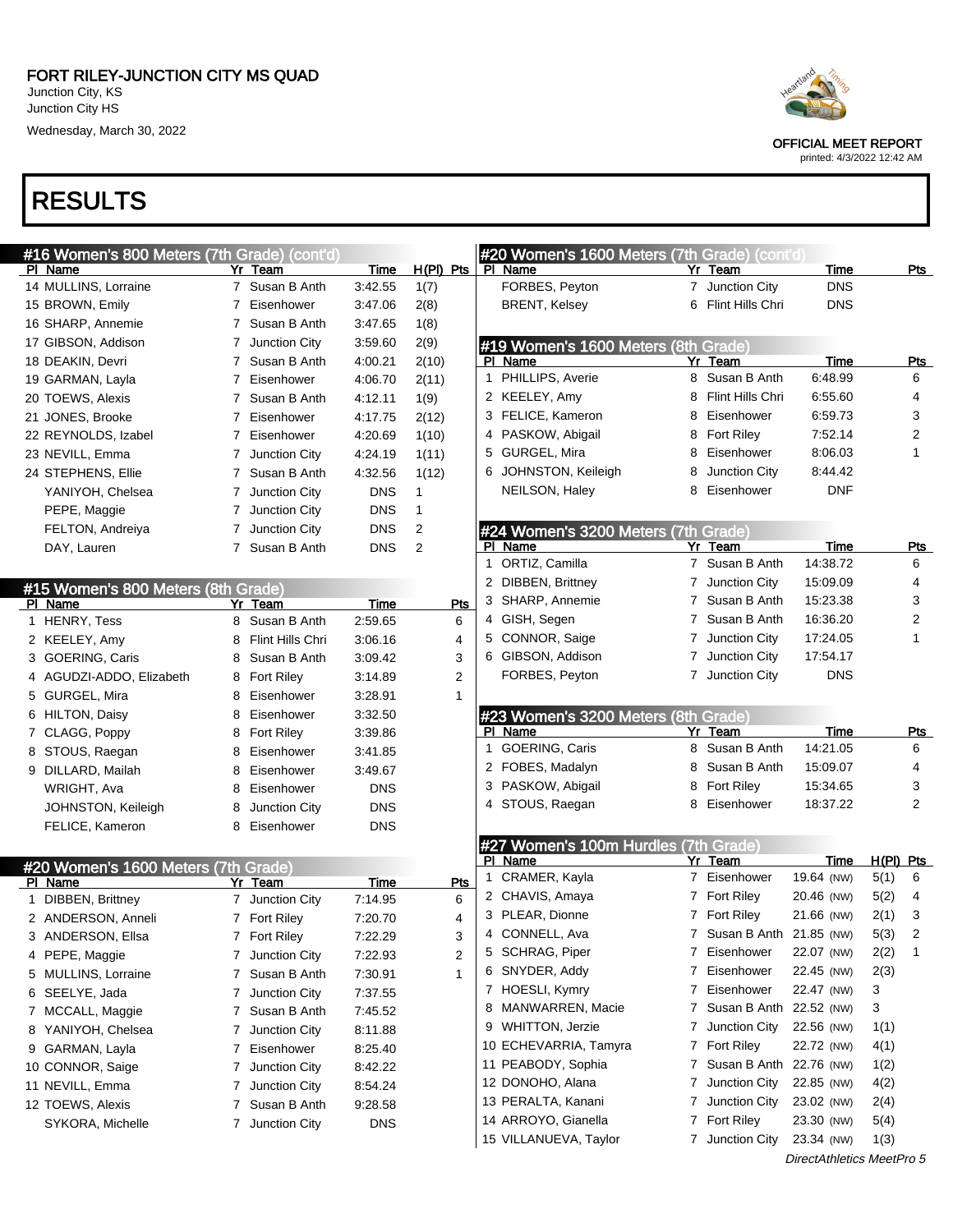# FORT RILEY-JUNCTION CITY MS QUAD

Junction City, KS
Junction City HS
Wednesday, March 30, 2022

OFFICIAL MEET REPORT
printed: 4/3/2022 12:42 AM

# RESULTS

## #16 Women's 800 Meters (7th Grade) (cont'd)

| Pl | Name | Yr | Team | Time | H(Pl) | Pts |
|---|---|---|---|---|---|---|
| 14 | MULLINS, Lorraine | 7 | Susan B Anth | 3:42.55 | 1(7) | |
| 15 | BROWN, Emily | 7 | Eisenhower | 3:47.06 | 2(8) | |
| 16 | SHARP, Annemie | 7 | Susan B Anth | 3:47.65 | 1(8) | |
| 17 | GIBSON, Addison | 7 | Junction City | 3:59.60 | 2(9) | |
| 18 | DEAKIN, Devri | 7 | Susan B Anth | 4:00.21 | 2(10) | |
| 19 | GARMAN, Layla | 7 | Eisenhower | 4:06.70 | 2(11) | |
| 20 | TOEWS, Alexis | 7 | Susan B Anth | 4:12.11 | 1(9) | |
| 21 | JONES, Brooke | 7 | Eisenhower | 4:17.75 | 2(12) | |
| 22 | REYNOLDS, Izabel | 7 | Eisenhower | 4:20.69 | 1(10) | |
| 23 | NEVILL, Emma | 7 | Junction City | 4:24.19 | 1(11) | |
| 24 | STEPHENS, Ellie | 7 | Susan B Anth | 4:32.56 | 1(12) | |
| | YANIYOH, Chelsea | 7 | Junction City | DNS | 1 | |
| | PEPE, Maggie | 7 | Junction City | DNS | 1 | |
| | FELTON, Andreiya | 7 | Junction City | DNS | 2 | |
| | DAY, Lauren | 7 | Susan B Anth | DNS | 2 | |

## #15 Women's 800 Meters (8th Grade)

| Pl | Name | Yr | Team | Time | Pts |
|---|---|---|---|---|---|
| 1 | HENRY, Tess | 8 | Susan B Anth | 2:59.65 | 6 |
| 2 | KEELEY, Amy | 8 | Flint Hills Chri | 3:06.16 | 4 |
| 3 | GOERING, Caris | 8 | Susan B Anth | 3:09.42 | 3 |
| 4 | AGUDZI-ADDO, Elizabeth | 8 | Fort Riley | 3:14.89 | 2 |
| 5 | GURGEL, Mira | 8 | Eisenhower | 3:28.91 | 1 |
| 6 | HILTON, Daisy | 8 | Eisenhower | 3:32.50 | |
| 7 | CLAGG, Poppy | 8 | Fort Riley | 3:39.86 | |
| 8 | STOUS, Raegan | 8 | Eisenhower | 3:41.85 | |
| 9 | DILLARD, Mailah | 8 | Eisenhower | 3:49.67 | |
| | WRIGHT, Ava | 8 | Eisenhower | DNS | |
| | JOHNSTON, Keileigh | 8 | Junction City | DNS | |
| | FELICE, Kameron | 8 | Eisenhower | DNS | |

## #20 Women's 1600 Meters (7th Grade)

| Pl | Name | Yr | Team | Time | Pts |
|---|---|---|---|---|---|
| 1 | DIBBEN, Brittney | 7 | Junction City | 7:14.95 | 6 |
| 2 | ANDERSON, Anneli | 7 | Fort Riley | 7:20.70 | 4 |
| 3 | ANDERSON, Ellsa | 7 | Fort Riley | 7:22.29 | 3 |
| 4 | PEPE, Maggie | 7 | Junction City | 7:22.93 | 2 |
| 5 | MULLINS, Lorraine | 7 | Susan B Anth | 7:30.91 | 1 |
| 6 | SEELYE, Jada | 7 | Junction City | 7:37.55 | |
| 7 | MCCALL, Maggie | 7 | Susan B Anth | 7:45.52 | |
| 8 | YANIYOH, Chelsea | 7 | Junction City | 8:11.88 | |
| 9 | GARMAN, Layla | 7 | Eisenhower | 8:25.40 | |
| 10 | CONNOR, Saige | 7 | Junction City | 8:42.22 | |
| 11 | NEVILL, Emma | 7 | Junction City | 8:54.24 | |
| 12 | TOEWS, Alexis | 7 | Susan B Anth | 9:28.58 | |
| | SYKORA, Michelle | 7 | Junction City | DNS | |
| | FORBES, Peyton | 7 | Junction City | DNS | |
| | BRENT, Kelsey | 6 | Flint Hills Chri | DNS | |

## #19 Women's 1600 Meters (8th Grade)

| Pl | Name | Yr | Team | Time | Pts |
|---|---|---|---|---|---|
| 1 | PHILLIPS, Averie | 8 | Susan B Anth | 6:48.99 | 6 |
| 2 | KEELEY, Amy | 8 | Flint Hills Chri | 6:55.60 | 4 |
| 3 | FELICE, Kameron | 8 | Eisenhower | 6:59.73 | 3 |
| 4 | PASKOW, Abigail | 8 | Fort Riley | 7:52.14 | 2 |
| 5 | GURGEL, Mira | 8 | Eisenhower | 8:06.03 | 1 |
| 6 | JOHNSTON, Keileigh | 8 | Junction City | 8:44.42 | |
| | NEILSON, Haley | 8 | Eisenhower | DNF | |

## #24 Women's 3200 Meters (7th Grade)

| Pl | Name | Yr | Team | Time | Pts |
|---|---|---|---|---|---|
| 1 | ORTIZ, Camilla | 7 | Susan B Anth | 14:38.72 | 6 |
| 2 | DIBBEN, Brittney | 7 | Junction City | 15:09.09 | 4 |
| 3 | SHARP, Annemie | 7 | Susan B Anth | 15:23.38 | 3 |
| 4 | GISH, Segen | 7 | Susan B Anth | 16:36.20 | 2 |
| 5 | CONNOR, Saige | 7 | Junction City | 17:24.05 | 1 |
| 6 | GIBSON, Addison | 7 | Junction City | 17:54.17 | |
| | FORBES, Peyton | 7 | Junction City | DNS | |

## #23 Women's 3200 Meters (8th Grade)

| Pl | Name | Yr | Team | Time | Pts |
|---|---|---|---|---|---|
| 1 | GOERING, Caris | 8 | Susan B Anth | 14:21.05 | 6 |
| 2 | FOBES, Madalyn | 8 | Susan B Anth | 15:09.07 | 4 |
| 3 | PASKOW, Abigail | 8 | Fort Riley | 15:34.65 | 3 |
| 4 | STOUS, Raegan | 8 | Eisenhower | 18:37.22 | 2 |

## #27 Women's 100m Hurdles (7th Grade)

| Pl | Name | Yr | Team | Time | H(Pl) | Pts |
|---|---|---|---|---|---|---|
| 1 | CRAMER, Kayla | 7 | Eisenhower | 19.64 (NW) | 5(1) | 6 |
| 2 | CHAVIS, Amaya | 7 | Fort Riley | 20.46 (NW) | 5(2) | 4 |
| 3 | PLEAR, Dionne | 7 | Fort Riley | 21.66 (NW) | 2(1) | 3 |
| 4 | CONNELL, Ava | 7 | Susan B Anth | 21.85 (NW) | 5(3) | 2 |
| 5 | SCHRAG, Piper | 7 | Eisenhower | 22.07 (NW) | 2(2) | 1 |
| 6 | SNYDER, Addy | 7 | Eisenhower | 22.45 (NW) | 2(3) | |
| 7 | HOESLI, Kymry | 7 | Eisenhower | 22.47 (NW) | 3 | |
| 8 | MANWARREN, Macie | 7 | Susan B Anth | 22.52 (NW) | 3 | |
| 9 | WHITTON, Jerzie | 7 | Junction City | 22.56 (NW) | 1(1) | |
| 10 | ECHEVARRIA, Tamyra | 7 | Fort Riley | 22.72 (NW) | 4(1) | |
| 11 | PEABODY, Sophia | 7 | Susan B Anth | 22.76 (NW) | 1(2) | |
| 12 | DONOHO, Alana | 7 | Junction City | 22.85 (NW) | 4(2) | |
| 13 | PERALTA, Kanani | 7 | Junction City | 23.02 (NW) | 2(4) | |
| 14 | ARROYO, Gianella | 7 | Fort Riley | 23.30 (NW) | 5(4) | |
| 15 | VILLANUEVA, Taylor | 7 | Junction City | 23.34 (NW) | 1(3) | |

DirectAthletics MeetPro 5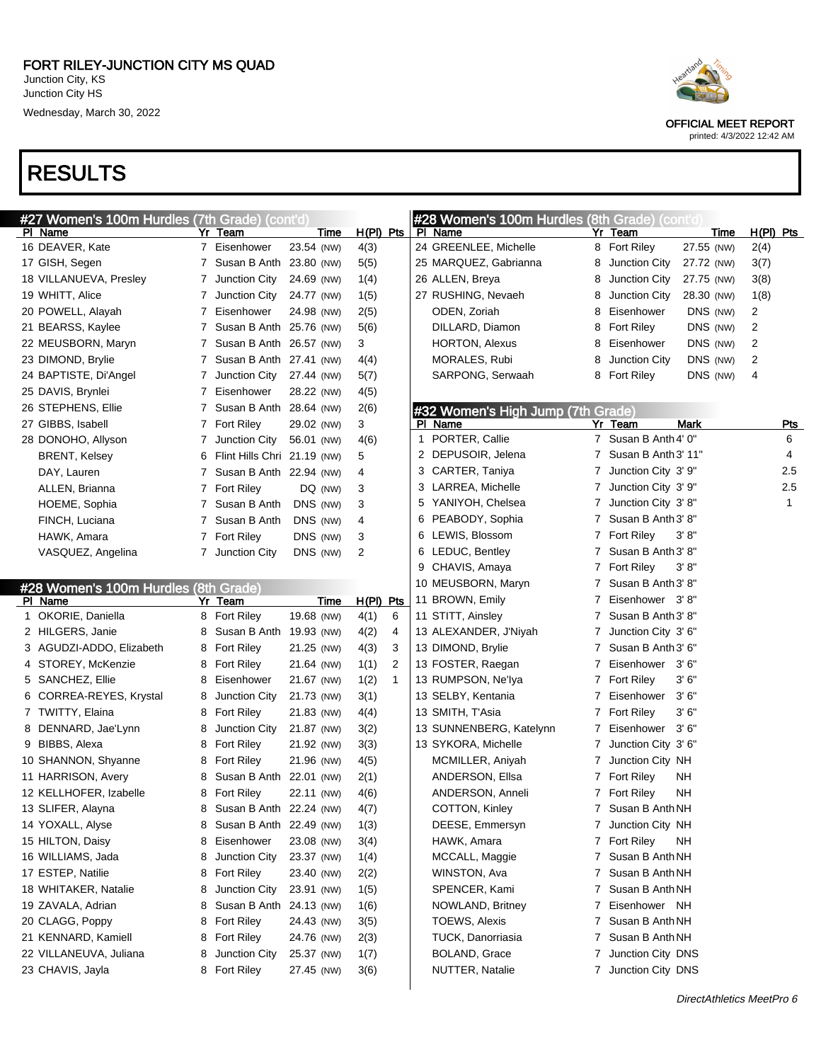FORT RILEY-JUNCTION CITY MS QUAD
Junction City, KS
Junction City HS
Wednesday, March 30, 2022

OFFICIAL MEET REPORT
printed: 4/3/2022 12:42 AM

# RESULTS

## #27 Women's 100m Hurdles (7th Grade) (cont'd)

| Pl | Name | Yr | Team | Time | | H(Pl) | Pts |
|---|---|---|---|---|---|---|---|
| 16 | DEAVER, Kate | 7 | Eisenhower | 23.54 | (NW) | 4(3) | |
| 17 | GISH, Segen | 7 | Susan B Anth | 23.80 | (NW) | 5(5) | |
| 18 | VILLANUEVA, Presley | 7 | Junction City | 24.69 | (NW) | 1(4) | |
| 19 | WHITT, Alice | 7 | Junction City | 24.77 | (NW) | 1(5) | |
| 20 | POWELL, Alayah | 7 | Eisenhower | 24.98 | (NW) | 2(5) | |
| 21 | BEARSS, Kaylee | 7 | Susan B Anth | 25.76 | (NW) | 5(6) | |
| 22 | MEUSBORN, Maryn | 7 | Susan B Anth | 26.57 | (NW) | 3 | |
| 23 | DIMOND, Brylie | 7 | Susan B Anth | 27.41 | (NW) | 4(4) | |
| 24 | BAPTISTE, Di'Angel | 7 | Junction City | 27.44 | (NW) | 5(7) | |
| 25 | DAVIS, Brynlei | 7 | Eisenhower | 28.22 | (NW) | 4(5) | |
| 26 | STEPHENS, Ellie | 7 | Susan B Anth | 28.64 | (NW) | 2(6) | |
| 27 | GIBBS, Isabell | 7 | Fort Riley | 29.02 | (NW) | 3 | |
| 28 | DONOHO, Allyson | 7 | Junction City | 56.01 | (NW) | 4(6) | |
| | BRENT, Kelsey | 6 | Flint Hills Chri | 21.19 | (NW) | 5 | |
| | DAY, Lauren | 7 | Susan B Anth | 22.94 | (NW) | 4 | |
| | ALLEN, Brianna | 7 | Fort Riley | DQ | (NW) | 3 | |
| | HOEME, Sophia | 7 | Susan B Anth | DNS | (NW) | 3 | |
| | FINCH, Luciana | 7 | Susan B Anth | DNS | (NW) | 4 | |
| | HAWK, Amara | 7 | Fort Riley | DNS | (NW) | 3 | |
| | VASQUEZ, Angelina | 7 | Junction City | DNS | (NW) | 2 | |

## #28 Women's 100m Hurdles (8th Grade)

| Pl | Name | Yr | Team | Time | | H(Pl) | Pts |
|---|---|---|---|---|---|---|---|
| 1 | OKORIE, Daniella | 8 | Fort Riley | 19.68 | (NW) | 4(1) | 6 |
| 2 | HILGERS, Janie | 8 | Susan B Anth | 19.93 | (NW) | 4(2) | 4 |
| 3 | AGUDZI-ADDO, Elizabeth | 8 | Fort Riley | 21.25 | (NW) | 4(3) | 3 |
| 4 | STOREY, McKenzie | 8 | Fort Riley | 21.64 | (NW) | 1(1) | 2 |
| 5 | SANCHEZ, Ellie | 8 | Eisenhower | 21.67 | (NW) | 1(2) | 1 |
| 6 | CORREA-REYES, Krystal | 8 | Junction City | 21.73 | (NW) | 3(1) | |
| 7 | TWITTY, Elaina | 8 | Fort Riley | 21.83 | (NW) | 4(4) | |
| 8 | DENNARD, Jae'Lynn | 8 | Junction City | 21.87 | (NW) | 3(2) | |
| 9 | BIBBS, Alexa | 8 | Fort Riley | 21.92 | (NW) | 3(3) | |
| 10 | SHANNON, Shyanne | 8 | Fort Riley | 21.96 | (NW) | 4(5) | |
| 11 | HARRISON, Avery | 8 | Susan B Anth | 22.01 | (NW) | 2(1) | |
| 12 | KELLHOFER, Izabelle | 8 | Fort Riley | 22.11 | (NW) | 4(6) | |
| 13 | SLIFER, Alayna | 8 | Susan B Anth | 22.24 | (NW) | 4(7) | |
| 14 | YOXALL, Alyse | 8 | Susan B Anth | 22.49 | (NW) | 1(3) | |
| 15 | HILTON, Daisy | 8 | Eisenhower | 23.08 | (NW) | 3(4) | |
| 16 | WILLIAMS, Jada | 8 | Junction City | 23.37 | (NW) | 1(4) | |
| 17 | ESTEP, Natilie | 8 | Fort Riley | 23.40 | (NW) | 2(2) | |
| 18 | WHITAKER, Natalie | 8 | Junction City | 23.91 | (NW) | 1(5) | |
| 19 | ZAVALA, Adrian | 8 | Susan B Anth | 24.13 | (NW) | 1(6) | |
| 20 | CLAGG, Poppy | 8 | Fort Riley | 24.43 | (NW) | 3(5) | |
| 21 | KENNARD, Kamiell | 8 | Fort Riley | 24.76 | (NW) | 2(3) | |
| 22 | VILLANEUVA, Juliana | 8 | Junction City | 25.37 | (NW) | 1(7) | |
| 23 | CHAVIS, Jayla | 8 | Fort Riley | 27.45 | (NW) | 3(6) | |
| 24 | GREENLEE, Michelle | 8 | Fort Riley | 27.55 | (NW) | 2(4) | |
| 25 | MARQUEZ, Gabrianna | 8 | Junction City | 27.72 | (NW) | 3(7) | |
| 26 | ALLEN, Breya | 8 | Junction City | 27.75 | (NW) | 3(8) | |
| 27 | RUSHING, Nevaeh | 8 | Junction City | 28.30 | (NW) | 1(8) | |
| | ODEN, Zoriah | 8 | Eisenhower | DNS | (NW) | 2 | |
| | DILLARD, Diamon | 8 | Fort Riley | DNS | (NW) | 2 | |
| | HORTON, Alexus | 8 | Eisenhower | DNS | (NW) | 2 | |
| | MORALES, Rubi | 8 | Junction City | DNS | (NW) | 2 | |
| | SARPONG, Serwaah | 8 | Fort Riley | DNS | (NW) | 4 | |

## #32 Women's High Jump (7th Grade)

| Pl | Name | Yr | Team | Mark | Pts |
|---|---|---|---|---|---|
| 1 | PORTER, Callie | 7 | Susan B Anth | 4' 0" | 6 |
| 2 | DEPUSOIR, Jelena | 7 | Susan B Anth | 3' 11" | 4 |
| 3 | CARTER, Taniya | 7 | Junction City | 3' 9" | 2.5 |
| 3 | LARREA, Michelle | 7 | Junction City | 3' 9" | 2.5 |
| 5 | YANIYOH, Chelsea | 7 | Junction City | 3' 8" | 1 |
| 6 | PEABODY, Sophia | 7 | Susan B Anth | 3' 8" | |
| 6 | LEWIS, Blossom | 7 | Fort Riley | 3' 8" | |
| 6 | LEDUC, Bentley | 7 | Susan B Anth | 3' 8" | |
| 9 | CHAVIS, Amaya | 7 | Fort Riley | 3' 8" | |
| 10 | MEUSBORN, Maryn | 7 | Susan B Anth | 3' 8" | |
| 11 | BROWN, Emily | 7 | Eisenhower | 3' 8" | |
| 11 | STITT, Ainsley | 7 | Susan B Anth | 3' 8" | |
| 13 | ALEXANDER, J'Niyah | 7 | Junction City | 3' 6" | |
| 13 | DIMOND, Brylie | 7 | Susan B Anth | 3' 6" | |
| 13 | FOSTER, Raegan | 7 | Eisenhower | 3' 6" | |
| 13 | RUMPSON, Ne'lya | 7 | Fort Riley | 3' 6" | |
| 13 | SELBY, Kentania | 7 | Eisenhower | 3' 6" | |
| 13 | SMITH, T'Asia | 7 | Fort Riley | 3' 6" | |
| 13 | SUNNENBERG, Katelynn | 7 | Eisenhower | 3' 6" | |
| 13 | SYKORA, Michelle | 7 | Junction City | 3' 6" | |
| | MCMILLER, Aniyah | 7 | Junction City | NH | |
| | ANDERSON, Ellsa | 7 | Fort Riley | NH | |
| | ANDERSON, Anneli | 7 | Fort Riley | NH | |
| | COTTON, Kinley | 7 | Susan B Anth | NH | |
| | DEESE, Emmersyn | 7 | Junction City | NH | |
| | HAWK, Amara | 7 | Fort Riley | NH | |
| | MCCALL, Maggie | 7 | Susan B Anth | NH | |
| | WINSTON, Ava | 7 | Susan B Anth | NH | |
| | SPENCER, Kami | 7 | Susan B Anth | NH | |
| | NOWLAND, Britney | 7 | Eisenhower | NH | |
| | TOEWS, Alexis | 7 | Susan B Anth | NH | |
| | TUCK, Danorriasia | 7 | Susan B Anth | NH | |
| | BOLAND, Grace | 7 | Junction City | DNS | |
| | NUTTER, Natalie | 7 | Junction City | DNS | |

DirectAthletics MeetPro 6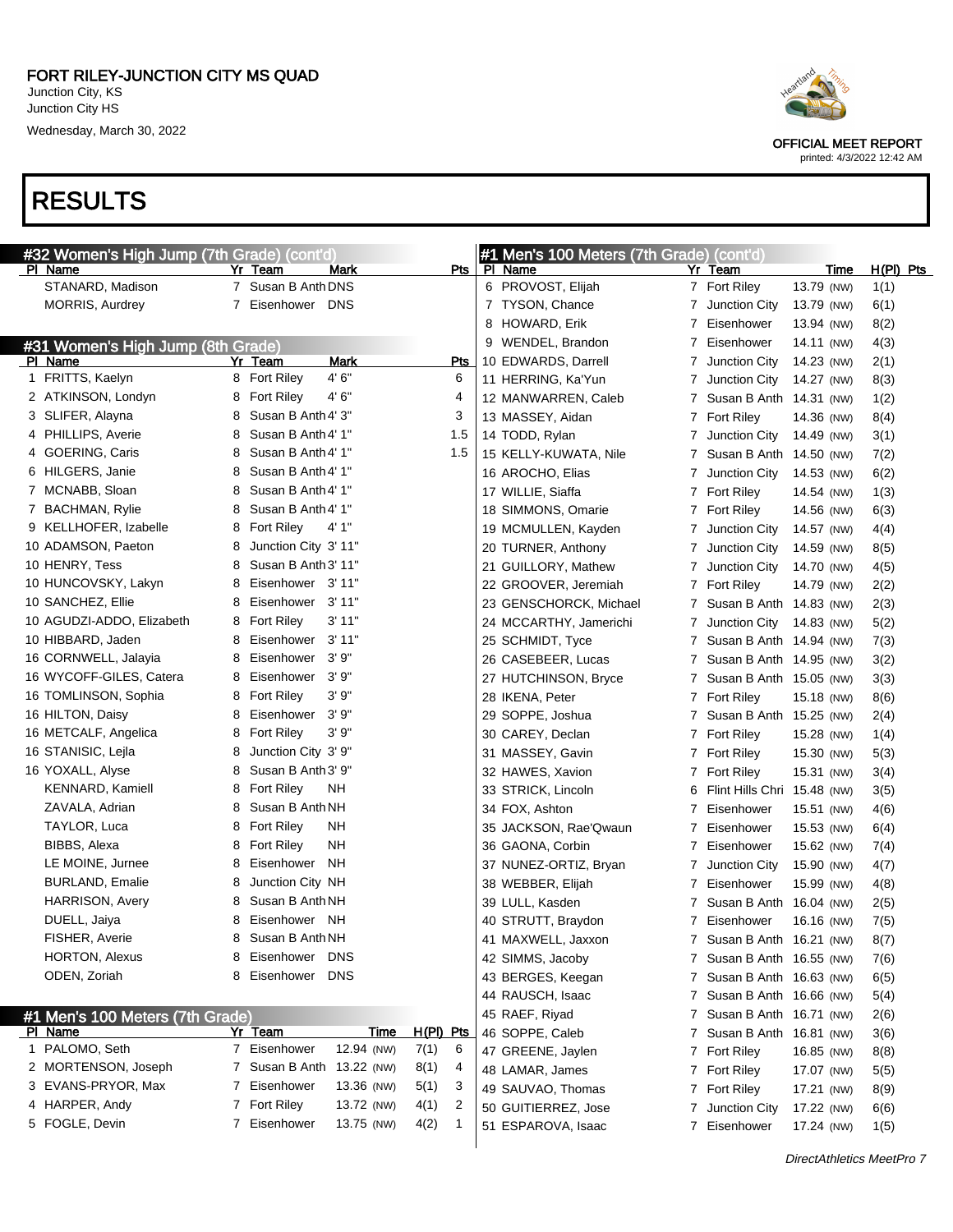# FORT RILEY-JUNCTION CITY MS QUAD

Junction City, KS
Junction City HS
Wednesday, March 30, 2022

OFFICIAL MEET REPORT
printed: 4/3/2022 12:42 AM

# RESULTS

## #32 Women's High Jump (7th Grade) (cont'd)

| Pl | Name | Yr | Team | Mark | Pts |
|---|---|---|---|---|---|
| | STANARD, Madison | 7 | Susan B Anth | DNS | |
| | MORRIS, Audrey | 7 | Eisenhower | DNS | |

## #31 Women's High Jump (8th Grade)

| Pl | Name | Yr | Team | Mark | Pts |
|---|---|---|---|---|---|
| 1 | FRITTS, Kaelyn | 8 | Fort Riley | 4' 6" | 6 |
| 2 | ATKINSON, Londyn | 8 | Fort Riley | 4' 6" | 4 |
| 3 | SLIFER, Alayna | 8 | Susan B Anth | 4' 3" | 3 |
| 4 | PHILLIPS, Averie | 8 | Susan B Anth | 4' 1" | 1.5 |
| 4 | GOERING, Caris | 8 | Susan B Anth | 4' 1" | 1.5 |
| 6 | HILGERS, Janie | 8 | Susan B Anth | 4' 1" | |
| 7 | MCNABB, Sloan | 8 | Susan B Anth | 4' 1" | |
| 7 | BACHMAN, Rylie | 8 | Susan B Anth | 4' 1" | |
| 9 | KELLHOFER, Izabelle | 8 | Fort Riley | 4' 1" | |
| 10 | ADAMSON, Paeton | 8 | Junction City | 3' 11" | |
| 10 | HENRY, Tess | 8 | Susan B Anth | 3' 11" | |
| 10 | HUNCOVSKY, Lakyn | 8 | Eisenhower | 3' 11" | |
| 10 | SANCHEZ, Ellie | 8 | Eisenhower | 3' 11" | |
| 10 | AGUDZI-ADDO, Elizabeth | 8 | Fort Riley | 3' 11" | |
| 10 | HIBBARD, Jaden | 8 | Eisenhower | 3' 11" | |
| 16 | CORNWELL, Jalayia | 8 | Eisenhower | 3' 9" | |
| 16 | WYCOFF-GILES, Catera | 8 | Eisenhower | 3' 9" | |
| 16 | TOMLINSON, Sophia | 8 | Fort Riley | 3' 9" | |
| 16 | HILTON, Daisy | 8 | Eisenhower | 3' 9" | |
| 16 | METCALF, Angelica | 8 | Fort Riley | 3' 9" | |
| 16 | STANISIC, Lejla | 8 | Junction City | 3' 9" | |
| 16 | YOXALL, Alyse | 8 | Susan B Anth | 3' 9" | |
| | KENNARD, Kamiell | 8 | Fort Riley | NH | |
| | ZAVALA, Adrian | 8 | Susan B Anth | NH | |
| | TAYLOR, Luca | 8 | Fort Riley | NH | |
| | BIBBS, Alexa | 8 | Fort Riley | NH | |
| | LE MOINE, Jurnee | 8 | Eisenhower | NH | |
| | BURLAND, Emalie | 8 | Junction City | NH | |
| | HARRISON, Avery | 8 | Susan B Anth | NH | |
| | DUELL, Jaiya | 8 | Eisenhower | NH | |
| | FISHER, Averie | 8 | Susan B Anth | NH | |
| | HORTON, Alexus | 8 | Eisenhower | DNS | |
| | ODEN, Zoriah | 8 | Eisenhower | DNS | |

## #1 Men's 100 Meters (7th Grade)

| Pl | Name | Yr | Team | Time | | H(Pl) | Pts |
|---|---|---|---|---|---|---|---|
| 1 | PALOMO, Seth | 7 | Eisenhower | 12.94 | (NW) | 7(1) | 6 |
| 2 | MORTENSON, Joseph | 7 | Susan B Anth | 13.22 | (NW) | 8(1) | 4 |
| 3 | EVANS-PRYOR, Max | 7 | Eisenhower | 13.36 | (NW) | 5(1) | 3 |
| 4 | HARPER, Andy | 7 | Fort Riley | 13.72 | (NW) | 4(1) | 2 |
| 5 | FOGLE, Devin | 7 | Eisenhower | 13.75 | (NW) | 4(2) | 1 |
| 6 | PROVOST, Elijah | 7 | Fort Riley | 13.79 | (NW) | 1(1) | |
| 7 | TYSON, Chance | 7 | Junction City | 13.79 | (NW) | 6(1) | |
| 8 | HOWARD, Erik | 7 | Eisenhower | 13.94 | (NW) | 8(2) | |
| 9 | WENDEL, Brandon | 7 | Eisenhower | 14.11 | (NW) | 4(3) | |
| 10 | EDWARDS, Darrell | 7 | Junction City | 14.23 | (NW) | 2(1) | |
| 11 | HERRING, Ka'Yun | 7 | Junction City | 14.27 | (NW) | 8(3) | |
| 12 | MANWARREN, Caleb | 7 | Susan B Anth | 14.31 | (NW) | 1(2) | |
| 13 | MASSEY, Aidan | 7 | Fort Riley | 14.36 | (NW) | 8(4) | |
| 14 | TODD, Rylan | 7 | Junction City | 14.49 | (NW) | 3(1) | |
| 15 | KELLY-KUWATA, Nile | 7 | Susan B Anth | 14.50 | (NW) | 7(2) | |
| 16 | AROCHO, Elias | 7 | Junction City | 14.53 | (NW) | 6(2) | |
| 17 | WILLIE, Siaffa | 7 | Fort Riley | 14.54 | (NW) | 1(3) | |
| 18 | SIMMONS, Omarie | 7 | Fort Riley | 14.56 | (NW) | 6(3) | |
| 19 | MCMULLEN, Kayden | 7 | Junction City | 14.57 | (NW) | 4(4) | |
| 20 | TURNER, Anthony | 7 | Junction City | 14.59 | (NW) | 8(5) | |
| 21 | GUILLORY, Mathew | 7 | Junction City | 14.70 | (NW) | 4(5) | |
| 22 | GROOVER, Jeremiah | 7 | Fort Riley | 14.79 | (NW) | 2(2) | |
| 23 | GENSCHORCK, Michael | 7 | Susan B Anth | 14.83 | (NW) | 2(3) | |
| 24 | MCCARTHY, Jamerichi | 7 | Junction City | 14.83 | (NW) | 5(2) | |
| 25 | SCHMIDT, Tyce | 7 | Susan B Anth | 14.94 | (NW) | 7(3) | |
| 26 | CASEBEER, Lucas | 7 | Susan B Anth | 14.95 | (NW) | 3(2) | |
| 27 | HUTCHINSON, Bryce | 7 | Susan B Anth | 15.05 | (NW) | 3(3) | |
| 28 | IKENA, Peter | 7 | Fort Riley | 15.18 | (NW) | 8(6) | |
| 29 | SOPPE, Joshua | 7 | Susan B Anth | 15.25 | (NW) | 2(4) | |
| 30 | CAREY, Declan | 7 | Fort Riley | 15.28 | (NW) | 1(4) | |
| 31 | MASSEY, Gavin | 7 | Fort Riley | 15.30 | (NW) | 5(3) | |
| 32 | HAWES, Xavion | 7 | Fort Riley | 15.31 | (NW) | 3(4) | |
| 33 | STRICK, Lincoln | 6 | Flint Hills Chri | 15.48 | (NW) | 3(5) | |
| 34 | FOX, Ashton | 7 | Eisenhower | 15.51 | (NW) | 4(6) | |
| 35 | JACKSON, Rae'Qwaun | 7 | Eisenhower | 15.53 | (NW) | 6(4) | |
| 36 | GAONA, Corbin | 7 | Eisenhower | 15.62 | (NW) | 7(4) | |
| 37 | NUNEZ-ORTIZ, Bryan | 7 | Junction City | 15.90 | (NW) | 4(7) | |
| 38 | WEBBER, Elijah | 7 | Eisenhower | 15.99 | (NW) | 4(8) | |
| 39 | LULL, Kasden | 7 | Susan B Anth | 16.04 | (NW) | 2(5) | |
| 40 | STRUTT, Braydon | 7 | Eisenhower | 16.16 | (NW) | 7(5) | |
| 41 | MAXWELL, Jaxxon | 7 | Susan B Anth | 16.21 | (NW) | 8(7) | |
| 42 | SIMMS, Jacoby | 7 | Susan B Anth | 16.55 | (NW) | 7(6) | |
| 43 | BERGES, Keegan | 7 | Susan B Anth | 16.63 | (NW) | 6(5) | |
| 44 | RAUSCH, Isaac | 7 | Susan B Anth | 16.66 | (NW) | 5(4) | |
| 45 | RAEF, Riyad | 7 | Susan B Anth | 16.71 | (NW) | 2(6) | |
| 46 | SOPPE, Caleb | 7 | Susan B Anth | 16.81 | (NW) | 3(6) | |
| 47 | GREENE, Jaylen | 7 | Fort Riley | 16.85 | (NW) | 8(8) | |
| 48 | LAMAR, James | 7 | Fort Riley | 17.07 | (NW) | 5(5) | |
| 49 | SAUVAO, Thomas | 7 | Fort Riley | 17.21 | (NW) | 8(9) | |
| 50 | GUITIERREZ, Jose | 7 | Junction City | 17.22 | (NW) | 6(6) | |
| 51 | ESPAROVA, Isaac | 7 | Eisenhower | 17.24 | (NW) | 1(5) | |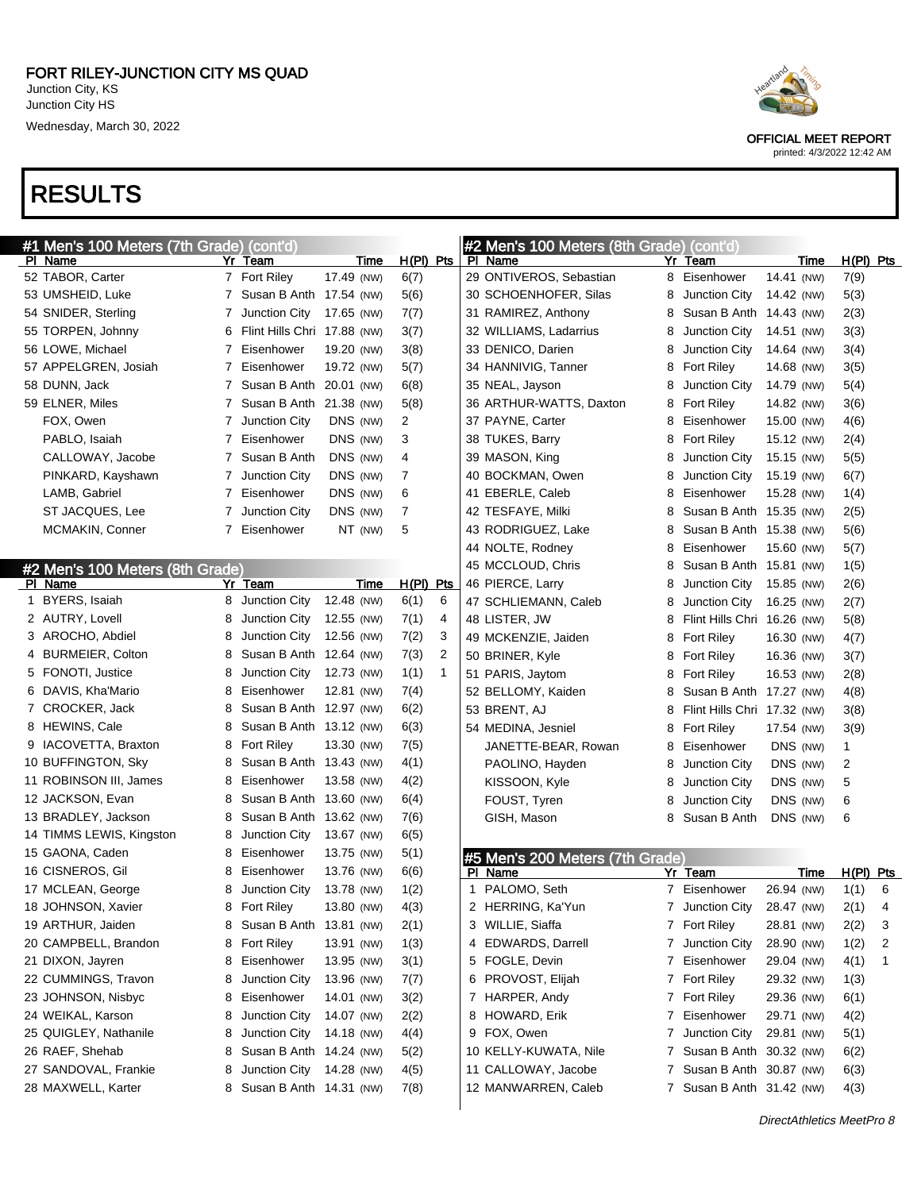# RESULTS

## #1 Men's 100 Meters (7th Grade) (cont'd)

| Pl | Name | Yr | Team | Time | | H(Pl) | Pts |
|---|---|---|---|---|---|---|---|
| 52 | TABOR, Carter | 7 | Fort Riley | 17.49 | (NW) | 6(7) | |
| 53 | UMSHEID, Luke | 7 | Susan B Anth | 17.54 | (NW) | 5(6) | |
| 54 | SNIDER, Sterling | 7 | Junction City | 17.65 | (NW) | 7(7) | |
| 55 | TORPEN, Johnny | 6 | Flint Hills Chri | 17.88 | (NW) | 3(7) | |
| 56 | LOWE, Michael | 7 | Eisenhower | 19.20 | (NW) | 3(8) | |
| 57 | APPELGREN, Josiah | 7 | Eisenhower | 19.72 | (NW) | 5(7) | |
| 58 | DUNN, Jack | 7 | Susan B Anth | 20.01 | (NW) | 6(8) | |
| 59 | ELNER, Miles | 7 | Susan B Anth | 21.38 | (NW) | 5(8) | |
| | FOX, Owen | 7 | Junction City | DNS | (NW) | 2 | |
| | PABLO, Isaiah | 7 | Eisenhower | DNS | (NW) | 3 | |
| | CALLOWAY, Jacobe | 7 | Susan B Anth | DNS | (NW) | 4 | |
| | PINKARD, Kayshawn | 7 | Junction City | DNS | (NW) | 7 | |
| | LAMB, Gabriel | 7 | Eisenhower | DNS | (NW) | 6 | |
| | ST JACQUES, Lee | 7 | Junction City | DNS | (NW) | 7 | |
| | MCMAKIN, Conner | 7 | Eisenhower | NT | (NW) | 5 | |

## #2 Men's 100 Meters (8th Grade)

| Pl | Name | Yr | Team | Time | | H(Pl) | Pts |
|---|---|---|---|---|---|---|---|
| 1 | BYERS, Isaiah | 8 | Junction City | 12.48 | (NW) | 6(1) | 6 |
| 2 | AUTRY, Lovell | 8 | Junction City | 12.55 | (NW) | 7(1) | 4 |
| 3 | AROCHO, Abdiel | 8 | Junction City | 12.56 | (NW) | 7(2) | 3 |
| 4 | BURMEIER, Colton | 8 | Susan B Anth | 12.64 | (NW) | 7(3) | 2 |
| 5 | FONOTI, Justice | 8 | Junction City | 12.73 | (NW) | 1(1) | 1 |
| 6 | DAVIS, Kha'Mario | 8 | Eisenhower | 12.81 | (NW) | 7(4) | |
| 7 | CROCKER, Jack | 8 | Susan B Anth | 12.97 | (NW) | 6(2) | |
| 8 | HEWINS, Cale | 8 | Susan B Anth | 13.12 | (NW) | 6(3) | |
| 9 | IACOVETTA, Braxton | 8 | Fort Riley | 13.30 | (NW) | 7(5) | |
| 10 | BUFFINGTON, Sky | 8 | Susan B Anth | 13.43 | (NW) | 4(1) | |
| 11 | ROBINSON III, James | 8 | Eisenhower | 13.58 | (NW) | 4(2) | |
| 12 | JACKSON, Evan | 8 | Susan B Anth | 13.60 | (NW) | 6(4) | |
| 13 | BRADLEY, Jackson | 8 | Susan B Anth | 13.62 | (NW) | 7(6) | |
| 14 | TIMMS LEWIS, Kingston | 8 | Junction City | 13.67 | (NW) | 6(5) | |
| 15 | GAONA, Caden | 8 | Eisenhower | 13.75 | (NW) | 5(1) | |
| 16 | CISNEROS, Gil | 8 | Eisenhower | 13.76 | (NW) | 6(6) | |
| 17 | MCLEAN, George | 8 | Junction City | 13.78 | (NW) | 1(2) | |
| 18 | JOHNSON, Xavier | 8 | Fort Riley | 13.80 | (NW) | 4(3) | |
| 19 | ARTHUR, Jaiden | 8 | Susan B Anth | 13.81 | (NW) | 2(1) | |
| 20 | CAMPBELL, Brandon | 8 | Fort Riley | 13.91 | (NW) | 1(3) | |
| 21 | DIXON, Jayren | 8 | Eisenhower | 13.95 | (NW) | 3(1) | |
| 22 | CUMMINGS, Travon | 8 | Junction City | 13.96 | (NW) | 7(7) | |
| 23 | JOHNSON, Nisbyc | 8 | Eisenhower | 14.01 | (NW) | 3(2) | |
| 24 | WEIKAL, Karson | 8 | Junction City | 14.07 | (NW) | 2(2) | |
| 25 | QUIGLEY, Nathanile | 8 | Junction City | 14.18 | (NW) | 4(4) | |
| 26 | RAEF, Shehab | 8 | Susan B Anth | 14.24 | (NW) | 5(2) | |
| 27 | SANDOVAL, Frankie | 8 | Junction City | 14.28 | (NW) | 4(5) | |
| 28 | MAXWELL, Karter | 8 | Susan B Anth | 14.31 | (NW) | 7(8) | |
| 29 | ONTIVEROS, Sebastian | 8 | Eisenhower | 14.41 | (NW) | 7(9) | |
| 30 | SCHOENHOFER, Silas | 8 | Junction City | 14.42 | (NW) | 5(3) | |
| 31 | RAMIREZ, Anthony | 8 | Susan B Anth | 14.43 | (NW) | 2(3) | |
| 32 | WILLIAMS, Ladarrius | 8 | Junction City | 14.51 | (NW) | 3(3) | |
| 33 | DENICO, Darien | 8 | Junction City | 14.64 | (NW) | 3(4) | |
| 34 | HANNIVIG, Tanner | 8 | Fort Riley | 14.68 | (NW) | 3(5) | |
| 35 | NEAL, Jayson | 8 | Junction City | 14.79 | (NW) | 5(4) | |
| 36 | ARTHUR-WATTS, Daxton | 8 | Fort Riley | 14.82 | (NW) | 3(6) | |
| 37 | PAYNE, Carter | 8 | Eisenhower | 15.00 | (NW) | 4(6) | |
| 38 | TUKES, Barry | 8 | Fort Riley | 15.12 | (NW) | 2(4) | |
| 39 | MASON, King | 8 | Junction City | 15.15 | (NW) | 5(5) | |
| 40 | BOCKMAN, Owen | 8 | Junction City | 15.19 | (NW) | 6(7) | |
| 41 | EBERLE, Caleb | 8 | Eisenhower | 15.28 | (NW) | 1(4) | |
| 42 | TESFAYE, Milki | 8 | Susan B Anth | 15.35 | (NW) | 2(5) | |
| 43 | RODRIGUEZ, Lake | 8 | Susan B Anth | 15.38 | (NW) | 5(6) | |
| 44 | NOLTE, Rodney | 8 | Eisenhower | 15.60 | (NW) | 5(7) | |
| 45 | MCCLOUD, Chris | 8 | Susan B Anth | 15.81 | (NW) | 1(5) | |
| 46 | PIERCE, Larry | 8 | Junction City | 15.85 | (NW) | 2(6) | |
| 47 | SCHLIEMANN, Caleb | 8 | Junction City | 16.25 | (NW) | 2(7) | |
| 48 | LISTER, JW | 8 | Flint Hills Chri | 16.26 | (NW) | 5(8) | |
| 49 | MCKENZIE, Jaiden | 8 | Fort Riley | 16.30 | (NW) | 4(7) | |
| 50 | BRINER, Kyle | 8 | Fort Riley | 16.36 | (NW) | 3(7) | |
| 51 | PARIS, Jaytom | 8 | Fort Riley | 16.53 | (NW) | 2(8) | |
| 52 | BELLOMY, Kaiden | 8 | Susan B Anth | 17.27 | (NW) | 4(8) | |
| 53 | BRENT, AJ | 8 | Flint Hills Chri | 17.32 | (NW) | 3(8) | |
| 54 | MEDINA, Jesniel | 8 | Fort Riley | 17.54 | (NW) | 3(9) | |
| | JANETTE-BEAR, Rowan | 8 | Eisenhower | DNS | (NW) | 1 | |
| | PAOLINO, Hayden | 8 | Junction City | DNS | (NW) | 2 | |
| | KISSOON, Kyle | 8 | Junction City | DNS | (NW) | 5 | |
| | FOUST, Tyren | 8 | Junction City | DNS | (NW) | 6 | |
| | GISH, Mason | 8 | Susan B Anth | DNS | (NW) | 6 | |

## #5 Men's 200 Meters (7th Grade)

| Pl | Name | Yr | Team | Time | | H(Pl) | Pts |
|---|---|---|---|---|---|---|---|
| 1 | PALOMO, Seth | 7 | Eisenhower | 26.94 | (NW) | 1(1) | 6 |
| 2 | HERRING, Ka'Yun | 7 | Junction City | 28.47 | (NW) | 2(1) | 4 |
| 3 | WILLIE, Siaffa | 7 | Fort Riley | 28.81 | (NW) | 2(2) | 3 |
| 4 | EDWARDS, Darrell | 7 | Junction City | 28.90 | (NW) | 1(2) | 2 |
| 5 | FOGLE, Devin | 7 | Eisenhower | 29.04 | (NW) | 4(1) | 1 |
| 6 | PROVOST, Elijah | 7 | Fort Riley | 29.32 | (NW) | 1(3) | |
| 7 | HARPER, Andy | 7 | Fort Riley | 29.36 | (NW) | 6(1) | |
| 8 | HOWARD, Erik | 7 | Eisenhower | 29.71 | (NW) | 4(2) | |
| 9 | FOX, Owen | 7 | Junction City | 29.81 | (NW) | 5(1) | |
| 10 | KELLY-KUWATA, Nile | 7 | Susan B Anth | 30.32 | (NW) | 6(2) | |
| 11 | CALLOWAY, Jacobe | 7 | Susan B Anth | 30.87 | (NW) | 6(3) | |
| 12 | MANWARREN, Caleb | 7 | Susan B Anth | 31.42 | (NW) | 4(3) | |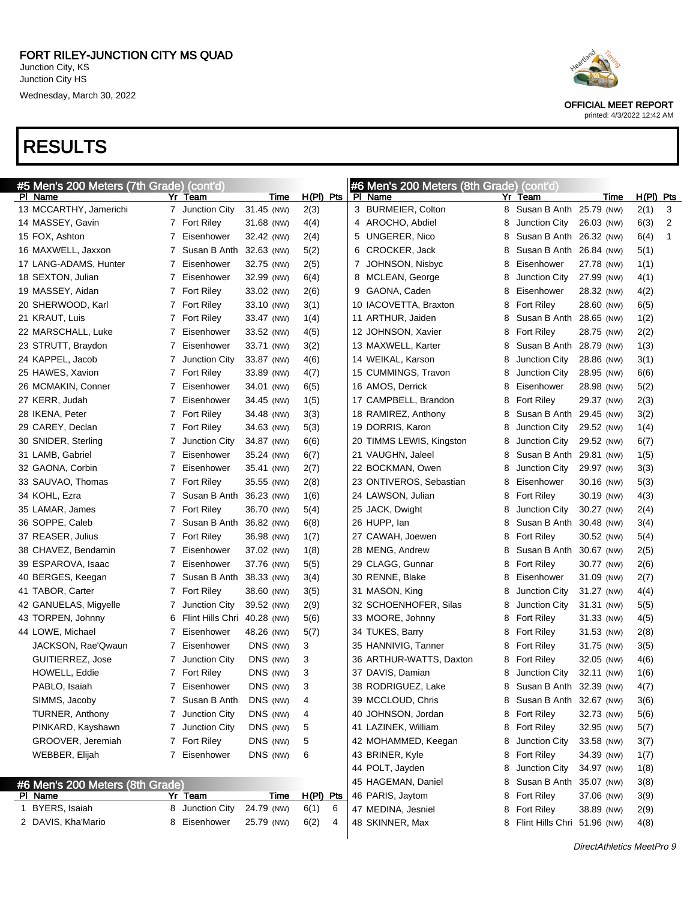FORT RILEY-JUNCTION CITY MS QUAD

Junction City, KS
Junction City HS
Wednesday, March 30, 2022

OFFICIAL MEET REPORT
printed: 4/3/2022 12:42 AM

# RESULTS

## #5 Men's 200 Meters (7th Grade) (cont'd)

| Pl | Name | Yr | Team | Time | | H(Pl) | Pts |
|---|---|---|---|---|---|---|---|
| 13 | MCCARTHY, Jamerichi | 7 | Junction City | 31.45 | (NW) | 2(3) | |
| 14 | MASSEY, Gavin | 7 | Fort Riley | 31.68 | (NW) | 4(4) | |
| 15 | FOX, Ashton | 7 | Eisenhower | 32.42 | (NW) | 2(4) | |
| 16 | MAXWELL, Jaxxon | 7 | Susan B Anth | 32.63 | (NW) | 5(2) | |
| 17 | LANG-ADAMS, Hunter | 7 | Eisenhower | 32.75 | (NW) | 2(5) | |
| 18 | SEXTON, Julian | 7 | Eisenhower | 32.99 | (NW) | 6(4) | |
| 19 | MASSEY, Aidan | 7 | Fort Riley | 33.02 | (NW) | 2(6) | |
| 20 | SHERWOOD, Karl | 7 | Fort Riley | 33.10 | (NW) | 3(1) | |
| 21 | KRAUT, Luis | 7 | Fort Riley | 33.47 | (NW) | 1(4) | |
| 22 | MARSCHALL, Luke | 7 | Eisenhower | 33.52 | (NW) | 4(5) | |
| 23 | STRUTT, Braydon | 7 | Eisenhower | 33.71 | (NW) | 3(2) | |
| 24 | KAPPEL, Jacob | 7 | Junction City | 33.87 | (NW) | 4(6) | |
| 25 | HAWES, Xavion | 7 | Fort Riley | 33.89 | (NW) | 4(7) | |
| 26 | MCMAKIN, Conner | 7 | Eisenhower | 34.01 | (NW) | 6(5) | |
| 27 | KERR, Judah | 7 | Eisenhower | 34.45 | (NW) | 1(5) | |
| 28 | IKENA, Peter | 7 | Fort Riley | 34.48 | (NW) | 3(3) | |
| 29 | CAREY, Declan | 7 | Fort Riley | 34.63 | (NW) | 5(3) | |
| 30 | SNIDER, Sterling | 7 | Junction City | 34.87 | (NW) | 6(6) | |
| 31 | LAMB, Gabriel | 7 | Eisenhower | 35.24 | (NW) | 6(7) | |
| 32 | GAONA, Corbin | 7 | Eisenhower | 35.41 | (NW) | 2(7) | |
| 33 | SAUVAO, Thomas | 7 | Fort Riley | 35.55 | (NW) | 2(8) | |
| 34 | KOHL, Ezra | 7 | Susan B Anth | 36.23 | (NW) | 1(6) | |
| 35 | LAMAR, James | 7 | Fort Riley | 36.70 | (NW) | 5(4) | |
| 36 | SOPPE, Caleb | 7 | Susan B Anth | 36.82 | (NW) | 6(8) | |
| 37 | REASER, Julius | 7 | Fort Riley | 36.98 | (NW) | 1(7) | |
| 38 | CHAVEZ, Bendamin | 7 | Eisenhower | 37.02 | (NW) | 1(8) | |
| 39 | ESPAROVA, Isaac | 7 | Eisenhower | 37.76 | (NW) | 5(5) | |
| 40 | BERGES, Keegan | 7 | Susan B Anth | 38.33 | (NW) | 3(4) | |
| 41 | TABOR, Carter | 7 | Fort Riley | 38.60 | (NW) | 3(5) | |
| 42 | GANUELAS, Migyelle | 7 | Junction City | 39.52 | (NW) | 2(9) | |
| 43 | TORPEN, Johnny | 6 | Flint Hills Chri | 40.28 | (NW) | 5(6) | |
| 44 | LOWE, Michael | 7 | Eisenhower | 48.26 | (NW) | 5(7) | |
| | JACKSON, Rae'Qwaun | 7 | Eisenhower | DNS | (NW) | 3 | |
| | GUITIERREZ, Jose | 7 | Junction City | DNS | (NW) | 3 | |
| | HOWELL, Eddie | 7 | Fort Riley | DNS | (NW) | 3 | |
| | PABLO, Isaiah | 7 | Eisenhower | DNS | (NW) | 3 | |
| | SIMMS, Jacoby | 7 | Susan B Anth | DNS | (NW) | 4 | |
| | TURNER, Anthony | 7 | Junction City | DNS | (NW) | 4 | |
| | PINKARD, Kayshawn | 7 | Junction City | DNS | (NW) | 5 | |
| | GROOVER, Jeremiah | 7 | Fort Riley | DNS | (NW) | 5 | |
| | WEBBER, Elijah | 7 | Eisenhower | DNS | (NW) | 6 | |

## #6 Men's 200 Meters (8th Grade)

| Pl | Name | Yr | Team | Time | | H(Pl) | Pts |
|---|---|---|---|---|---|---|---|
| 1 | BYERS, Isaiah | 8 | Junction City | 24.79 | (NW) | 6(1) | 6 |
| 2 | DAVIS, Kha'Mario | 8 | Eisenhower | 25.79 | (NW) | 6(2) | 4 |
| 3 | BURMEIER, Colton | 8 | Susan B Anth | 25.79 | (NW) | 2(1) | 3 |
| 4 | AROCHO, Abdiel | 8 | Junction City | 26.03 | (NW) | 6(3) | 2 |
| 5 | UNGERER, Nico | 8 | Susan B Anth | 26.32 | (NW) | 6(4) | 1 |
| 6 | CROCKER, Jack | 8 | Susan B Anth | 26.84 | (NW) | 5(1) | |
| 7 | JOHNSON, Nisbyc | 8 | Eisenhower | 27.78 | (NW) | 1(1) | |
| 8 | MCLEAN, George | 8 | Junction City | 27.99 | (NW) | 4(1) | |
| 9 | GAONA, Caden | 8 | Eisenhower | 28.32 | (NW) | 4(2) | |
| 10 | IACOVETTA, Braxton | 8 | Fort Riley | 28.60 | (NW) | 6(5) | |
| 11 | ARTHUR, Jaiden | 8 | Susan B Anth | 28.65 | (NW) | 1(2) | |
| 12 | JOHNSON, Xavier | 8 | Fort Riley | 28.75 | (NW) | 2(2) | |
| 13 | MAXWELL, Karter | 8 | Susan B Anth | 28.79 | (NW) | 1(3) | |
| 14 | WEIKAL, Karson | 8 | Junction City | 28.86 | (NW) | 3(1) | |
| 15 | CUMMINGS, Travon | 8 | Junction City | 28.95 | (NW) | 6(6) | |
| 16 | AMOS, Derrick | 8 | Eisenhower | 28.98 | (NW) | 5(2) | |
| 17 | CAMPBELL, Brandon | 8 | Fort Riley | 29.37 | (NW) | 2(3) | |
| 18 | RAMIREZ, Anthony | 8 | Susan B Anth | 29.45 | (NW) | 3(2) | |
| 19 | DORRIS, Karon | 8 | Junction City | 29.52 | (NW) | 1(4) | |
| 20 | TIMMS LEWIS, Kingston | 8 | Junction City | 29.52 | (NW) | 6(7) | |
| 21 | VAUGHN, Jaleel | 8 | Susan B Anth | 29.81 | (NW) | 1(5) | |
| 22 | BOCKMAN, Owen | 8 | Junction City | 29.97 | (NW) | 3(3) | |
| 23 | ONTIVEROS, Sebastian | 8 | Eisenhower | 30.16 | (NW) | 5(3) | |
| 24 | LAWSON, Julian | 8 | Fort Riley | 30.19 | (NW) | 4(3) | |
| 25 | JACK, Dwight | 8 | Junction City | 30.27 | (NW) | 2(4) | |
| 26 | HUPP, Ian | 8 | Susan B Anth | 30.48 | (NW) | 3(4) | |
| 27 | CAWAH, Joewen | 8 | Fort Riley | 30.52 | (NW) | 5(4) | |
| 28 | MENG, Andrew | 8 | Susan B Anth | 30.67 | (NW) | 2(5) | |
| 29 | CLAGG, Gunnar | 8 | Fort Riley | 30.77 | (NW) | 2(6) | |
| 30 | RENNE, Blake | 8 | Eisenhower | 31.09 | (NW) | 2(7) | |
| 31 | MASON, King | 8 | Junction City | 31.27 | (NW) | 4(4) | |
| 32 | SCHOENHOFER, Silas | 8 | Junction City | 31.31 | (NW) | 5(5) | |
| 33 | MOORE, Johnny | 8 | Fort Riley | 31.33 | (NW) | 4(5) | |
| 34 | TUKES, Barry | 8 | Fort Riley | 31.53 | (NW) | 2(8) | |
| 35 | HANNIVIG, Tanner | 8 | Fort Riley | 31.75 | (NW) | 3(5) | |
| 36 | ARTHUR-WATTS, Daxton | 8 | Fort Riley | 32.05 | (NW) | 4(6) | |
| 37 | DAVIS, Damian | 8 | Junction City | 32.11 | (NW) | 1(6) | |
| 38 | RODRIGUEZ, Lake | 8 | Susan B Anth | 32.39 | (NW) | 4(7) | |
| 39 | MCCLOUD, Chris | 8 | Susan B Anth | 32.67 | (NW) | 3(6) | |
| 40 | JOHNSON, Jordan | 8 | Fort Riley | 32.73 | (NW) | 5(6) | |
| 41 | LAZINEK, William | 8 | Fort Riley | 32.95 | (NW) | 5(7) | |
| 42 | MOHAMMED, Keegan | 8 | Junction City | 33.58 | (NW) | 3(7) | |
| 43 | BRINER, Kyle | 8 | Fort Riley | 34.39 | (NW) | 1(7) | |
| 44 | POLT, Jayden | 8 | Junction City | 34.97 | (NW) | 1(8) | |
| 45 | HAGEMAN, Daniel | 8 | Susan B Anth | 35.07 | (NW) | 3(8) | |
| 46 | PARIS, Jaytom | 8 | Fort Riley | 37.06 | (NW) | 3(9) | |
| 47 | MEDINA, Jesniel | 8 | Fort Riley | 38.89 | (NW) | 2(9) | |
| 48 | SKINNER, Max | 8 | Flint Hills Chri | 51.96 | (NW) | 4(8) | |

DirectAthletics MeetPro 9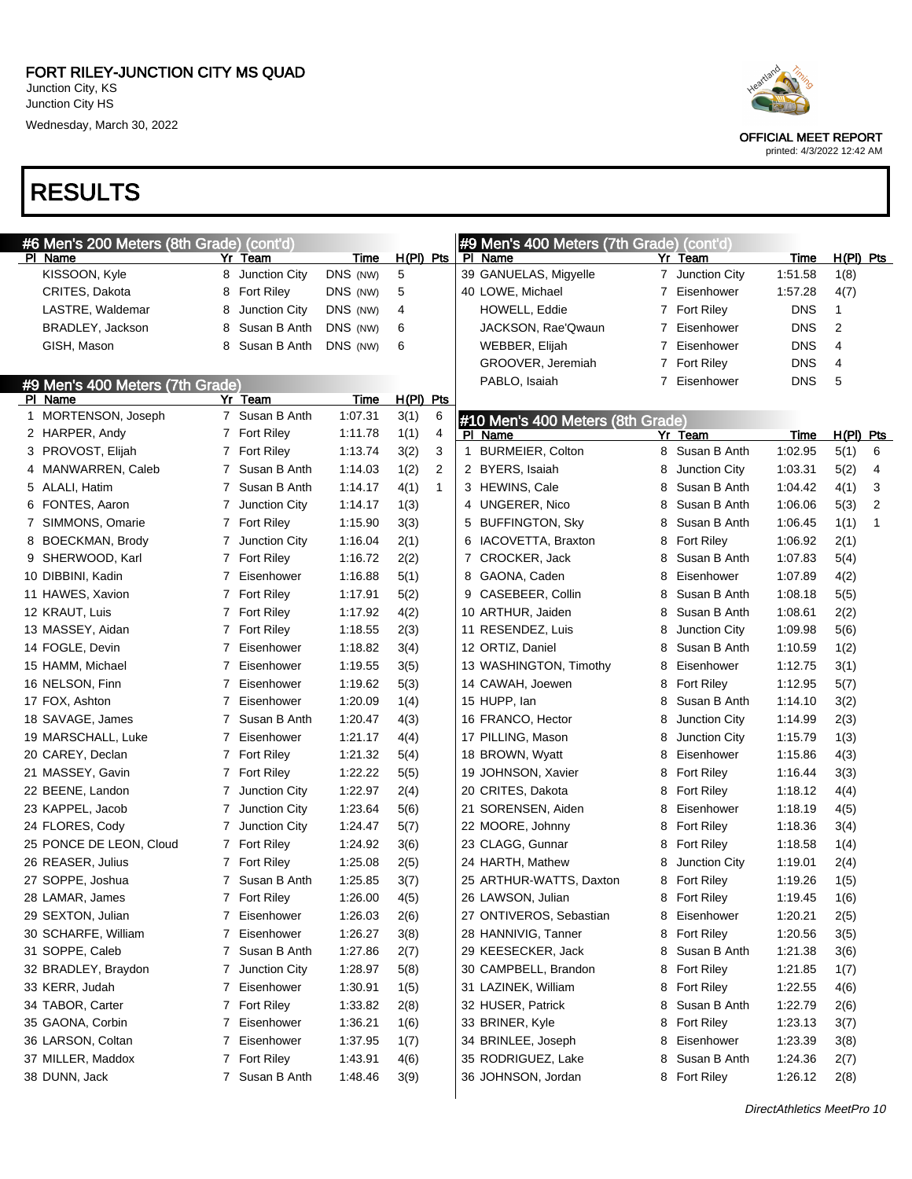# FORT RILEY-JUNCTION CITY MS QUAD

Junction City, KS
Junction City HS
Wednesday, March 30, 2022

OFFICIAL MEET REPORT
printed: 4/3/2022 12:42 AM

# RESULTS

## #6 Men's 200 Meters (8th Grade) (cont'd)

| Pl | Name | Yr | Team | Time | H(Pl) | Pts |
|---|---|---|---|---|---|---|
| | KISSOON, Kyle | 8 | Junction City | DNS (NW) | 5 | |
| | CRITES, Dakota | 8 | Fort Riley | DNS (NW) | 5 | |
| | LASTRE, Waldemar | 8 | Junction City | DNS (NW) | 4 | |
| | BRADLEY, Jackson | 8 | Susan B Anth | DNS (NW) | 6 | |
| | GISH, Mason | 8 | Susan B Anth | DNS (NW) | 6 | |

## #9 Men's 400 Meters (7th Grade)

| Pl | Name | Yr | Team | Time | H(Pl) | Pts |
|---|---|---|---|---|---|---|
| 1 | MORTENSON, Joseph | 7 | Susan B Anth | 1:07.31 | 3(1) | 6 |
| 2 | HARPER, Andy | 7 | Fort Riley | 1:11.78 | 1(1) | 4 |
| 3 | PROVOST, Elijah | 7 | Fort Riley | 1:13.74 | 3(2) | 3 |
| 4 | MANWARREN, Caleb | 7 | Susan B Anth | 1:14.03 | 1(2) | 2 |
| 5 | ALALI, Hatim | 7 | Susan B Anth | 1:14.17 | 4(1) | 1 |
| 6 | FONTES, Aaron | 7 | Junction City | 1:14.17 | 1(3) | |
| 7 | SIMMONS, Omarie | 7 | Fort Riley | 1:15.90 | 3(3) | |
| 8 | BOECKMAN, Brody | 7 | Junction City | 1:16.04 | 2(1) | |
| 9 | SHERWOOD, Karl | 7 | Fort Riley | 1:16.72 | 2(2) | |
| 10 | DIBBINI, Kadin | 7 | Eisenhower | 1:16.88 | 5(1) | |
| 11 | HAWES, Xavion | 7 | Fort Riley | 1:17.91 | 5(2) | |
| 12 | KRAUT, Luis | 7 | Fort Riley | 1:17.92 | 4(2) | |
| 13 | MASSEY, Aidan | 7 | Fort Riley | 1:18.55 | 2(3) | |
| 14 | FOGLE, Devin | 7 | Eisenhower | 1:18.82 | 3(4) | |
| 15 | HAMM, Michael | 7 | Eisenhower | 1:19.55 | 3(5) | |
| 16 | NELSON, Finn | 7 | Eisenhower | 1:19.62 | 5(3) | |
| 17 | FOX, Ashton | 7 | Eisenhower | 1:20.09 | 1(4) | |
| 18 | SAVAGE, James | 7 | Susan B Anth | 1:20.47 | 4(3) | |
| 19 | MARSCHALL, Luke | 7 | Eisenhower | 1:21.17 | 4(4) | |
| 20 | CAREY, Declan | 7 | Fort Riley | 1:21.32 | 5(4) | |
| 21 | MASSEY, Gavin | 7 | Fort Riley | 1:22.22 | 5(5) | |
| 22 | BEENE, Landon | 7 | Junction City | 1:22.97 | 2(4) | |
| 23 | KAPPEL, Jacob | 7 | Junction City | 1:23.64 | 5(6) | |
| 24 | FLORES, Cody | 7 | Junction City | 1:24.47 | 5(7) | |
| 25 | PONCE DE LEON, Cloud | 7 | Fort Riley | 1:24.92 | 3(6) | |
| 26 | REASER, Julius | 7 | Fort Riley | 1:25.08 | 2(5) | |
| 27 | SOPPE, Joshua | 7 | Susan B Anth | 1:25.85 | 3(7) | |
| 28 | LAMAR, James | 7 | Fort Riley | 1:26.00 | 4(5) | |
| 29 | SEXTON, Julian | 7 | Eisenhower | 1:26.03 | 2(6) | |
| 30 | SCHARFE, William | 7 | Eisenhower | 1:26.27 | 3(8) | |
| 31 | SOPPE, Caleb | 7 | Susan B Anth | 1:27.86 | 2(7) | |
| 32 | BRADLEY, Braydon | 7 | Junction City | 1:28.97 | 5(8) | |
| 33 | KERR, Judah | 7 | Eisenhower | 1:30.91 | 1(5) | |
| 34 | TABOR, Carter | 7 | Fort Riley | 1:33.82 | 2(8) | |
| 35 | GAONA, Corbin | 7 | Eisenhower | 1:36.21 | 1(6) | |
| 36 | LARSON, Coltan | 7 | Eisenhower | 1:37.95 | 1(7) | |
| 37 | MILLER, Maddox | 7 | Fort Riley | 1:43.91 | 4(6) | |
| 38 | DUNN, Jack | 7 | Susan B Anth | 1:48.46 | 3(9) | |
| 39 | GANUELAS, Migyelle | 7 | Junction City | 1:51.58 | 1(8) | |
| 40 | LOWE, Michael | 7 | Eisenhower | 1:57.28 | 4(7) | |
| | HOWELL, Eddie | 7 | Fort Riley | DNS | 1 | |
| | JACKSON, Rae'Qwaun | 7 | Eisenhower | DNS | 2 | |
| | WEBBER, Elijah | 7 | Eisenhower | DNS | 4 | |
| | GROOVER, Jeremiah | 7 | Fort Riley | DNS | 4 | |
| | PABLO, Isaiah | 7 | Eisenhower | DNS | 5 | |

## #10 Men's 400 Meters (8th Grade)

| Pl | Name | Yr | Team | Time | H(Pl) | Pts |
|---|---|---|---|---|---|---|
| 1 | BURMEIER, Colton | 8 | Susan B Anth | 1:02.95 | 5(1) | 6 |
| 2 | BYERS, Isaiah | 8 | Junction City | 1:03.31 | 5(2) | 4 |
| 3 | HEWINS, Cale | 8 | Susan B Anth | 1:04.42 | 4(1) | 3 |
| 4 | UNGERER, Nico | 8 | Susan B Anth | 1:06.06 | 5(3) | 2 |
| 5 | BUFFINGTON, Sky | 8 | Susan B Anth | 1:06.45 | 1(1) | 1 |
| 6 | IACOVETTA, Braxton | 8 | Fort Riley | 1:06.92 | 2(1) | |
| 7 | CROCKER, Jack | 8 | Susan B Anth | 1:07.83 | 5(4) | |
| 8 | GAONA, Caden | 8 | Eisenhower | 1:07.89 | 4(2) | |
| 9 | CASEBEER, Collin | 8 | Susan B Anth | 1:08.18 | 5(5) | |
| 10 | ARTHUR, Jaiden | 8 | Susan B Anth | 1:08.61 | 2(2) | |
| 11 | RESENDEZ, Luis | 8 | Junction City | 1:09.98 | 5(6) | |
| 12 | ORTIZ, Daniel | 8 | Susan B Anth | 1:10.59 | 1(2) | |
| 13 | WASHINGTON, Timothy | 8 | Eisenhower | 1:12.75 | 3(1) | |
| 14 | CAWAH, Joewen | 8 | Fort Riley | 1:12.95 | 5(7) | |
| 15 | HUPP, Ian | 8 | Susan B Anth | 1:14.10 | 3(2) | |
| 16 | FRANCO, Hector | 8 | Junction City | 1:14.99 | 2(3) | |
| 17 | PILLING, Mason | 8 | Junction City | 1:15.79 | 1(3) | |
| 18 | BROWN, Wyatt | 8 | Eisenhower | 1:15.86 | 4(3) | |
| 19 | JOHNSON, Xavier | 8 | Fort Riley | 1:16.44 | 3(3) | |
| 20 | CRITES, Dakota | 8 | Fort Riley | 1:18.12 | 4(4) | |
| 21 | SORENSEN, Aiden | 8 | Eisenhower | 1:18.19 | 4(5) | |
| 22 | MOORE, Johnny | 8 | Fort Riley | 1:18.36 | 3(4) | |
| 23 | CLAGG, Gunnar | 8 | Fort Riley | 1:18.58 | 1(4) | |
| 24 | HARTH, Mathew | 8 | Junction City | 1:19.01 | 2(4) | |
| 25 | ARTHUR-WATTS, Daxton | 8 | Fort Riley | 1:19.26 | 1(5) | |
| 26 | LAWSON, Julian | 8 | Fort Riley | 1:19.45 | 1(6) | |
| 27 | ONTIVEROS, Sebastian | 8 | Eisenhower | 1:20.21 | 2(5) | |
| 28 | HANNIVIG, Tanner | 8 | Fort Riley | 1:20.56 | 3(5) | |
| 29 | KEESECKER, Jack | 8 | Susan B Anth | 1:21.38 | 3(6) | |
| 30 | CAMPBELL, Brandon | 8 | Fort Riley | 1:21.85 | 1(7) | |
| 31 | LAZINEK, William | 8 | Fort Riley | 1:22.55 | 4(6) | |
| 32 | HUSER, Patrick | 8 | Susan B Anth | 1:22.79 | 2(6) | |
| 33 | BRINER, Kyle | 8 | Fort Riley | 1:23.13 | 3(7) | |
| 34 | BRINLEE, Joseph | 8 | Eisenhower | 1:23.39 | 3(8) | |
| 35 | RODRIGUEZ, Lake | 8 | Susan B Anth | 1:24.36 | 2(7) | |
| 36 | JOHNSON, Jordan | 8 | Fort Riley | 1:26.12 | 2(8) | |

DirectAthletics MeetPro 10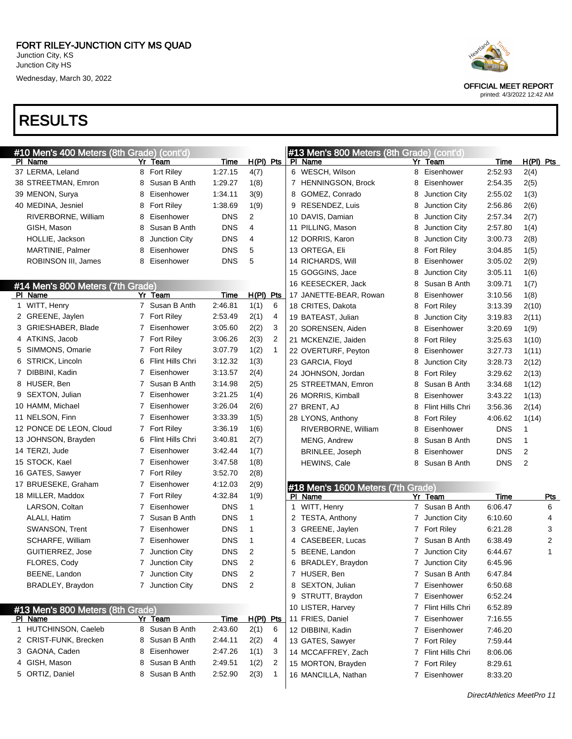# FORT RILEY-JUNCTION CITY MS QUAD

Junction City, KS
Junction City HS
Wednesday, March 30, 2022

OFFICIAL MEET REPORT
printed: 4/3/2022 12:42 AM

# RESULTS

## #10 Men's 400 Meters (8th Grade) (cont'd)

| Pl | Name | Yr | Team | Time | H(Pl) | Pts |
|---|---|---|---|---|---|---|
| 37 | LERMA, Leland | 8 | Fort Riley | 1:27.15 | 4(7) | |
| 38 | STREETMAN, Emron | 8 | Susan B Anth | 1:29.27 | 1(8) | |
| 39 | MENON, Surya | 8 | Eisenhower | 1:34.11 | 3(9) | |
| 40 | MEDINA, Jesniel | 8 | Fort Riley | 1:38.69 | 1(9) | |
| | RIVERBORNE, William | 8 | Eisenhower | DNS | 2 | |
| | GISH, Mason | 8 | Susan B Anth | DNS | 4 | |
| | HOLLIE, Jackson | 8 | Junction City | DNS | 4 | |
| | MARTINIE, Palmer | 8 | Eisenhower | DNS | 5 | |
| | ROBINSON III, James | 8 | Eisenhower | DNS | 5 | |

## #14 Men's 800 Meters (7th Grade)

| Pl | Name | Yr | Team | Time | H(Pl) | Pts |
|---|---|---|---|---|---|---|
| 1 | WITT, Henry | 7 | Susan B Anth | 2:46.81 | 1(1) | 6 |
| 2 | GREENE, Jaylen | 7 | Fort Riley | 2:53.49 | 2(1) | 4 |
| 3 | GRIESHABER, Blade | 7 | Eisenhower | 3:05.60 | 2(2) | 3 |
| 4 | ATKINS, Jacob | 7 | Fort Riley | 3:06.26 | 2(3) | 2 |
| 5 | SIMMONS, Omarie | 7 | Fort Riley | 3:07.79 | 1(2) | 1 |
| 6 | STRICK, Lincoln | 6 | Flint Hills Chri | 3:12.32 | 1(3) | |
| 7 | DIBBINI, Kadin | 7 | Eisenhower | 3:13.57 | 2(4) | |
| 8 | HUSER, Ben | 7 | Susan B Anth | 3:14.98 | 2(5) | |
| 9 | SEXTON, Julian | 7 | Eisenhower | 3:21.25 | 1(4) | |
| 10 | HAMM, Michael | 7 | Eisenhower | 3:26.04 | 2(6) | |
| 11 | NELSON, Finn | 7 | Eisenhower | 3:33.39 | 1(5) | |
| 12 | PONCE DE LEON, Cloud | 7 | Fort Riley | 3:36.19 | 1(6) | |
| 13 | JOHNSON, Brayden | 6 | Flint Hills Chri | 3:40.81 | 2(7) | |
| 14 | TERZI, Jude | 7 | Eisenhower | 3:42.44 | 1(7) | |
| 15 | STOCK, Kael | 7 | Eisenhower | 3:47.58 | 1(8) | |
| 16 | GATES, Sawyer | 7 | Fort Riley | 3:52.70 | 2(8) | |
| 17 | BRUESEKE, Graham | 7 | Eisenhower | 4:12.03 | 2(9) | |
| 18 | MILLER, Maddox | 7 | Fort Riley | 4:32.84 | 1(9) | |
| | LARSON, Coltan | 7 | Eisenhower | DNS | 1 | |
| | ALALI, Hatim | 7 | Susan B Anth | DNS | 1 | |
| | SWANSON, Trent | 7 | Eisenhower | DNS | 1 | |
| | SCHARFE, William | 7 | Eisenhower | DNS | 1 | |
| | GUITIERREZ, Jose | 7 | Junction City | DNS | 2 | |
| | FLORES, Cody | 7 | Junction City | DNS | 2 | |
| | BEENE, Landon | 7 | Junction City | DNS | 2 | |
| | BRADLEY, Braydon | 7 | Junction City | DNS | 2 | |

## #13 Men's 800 Meters (8th Grade)

| Pl | Name | Yr | Team | Time | H(Pl) | Pts |
|---|---|---|---|---|---|---|
| 1 | HUTCHINSON, Caeleb | 8 | Susan B Anth | 2:43.60 | 2(1) | 6 |
| 2 | CRIST-FUNK, Brecken | 8 | Susan B Anth | 2:44.11 | 2(2) | 4 |
| 3 | GAONA, Caden | 8 | Eisenhower | 2:47.26 | 1(1) | 3 |
| 4 | GISH, Mason | 8 | Susan B Anth | 2:49.51 | 1(2) | 2 |
| 5 | ORTIZ, Daniel | 8 | Susan B Anth | 2:52.90 | 2(3) | 1 |
| 6 | WESCH, Wilson | 8 | Eisenhower | 2:52.93 | 2(4) | |
| 7 | HENNINGSON, Brock | 8 | Eisenhower | 2:54.35 | 2(5) | |
| 8 | GOMEZ, Conrado | 8 | Junction City | 2:55.02 | 1(3) | |
| 9 | RESENDEZ, Luis | 8 | Junction City | 2:56.86 | 2(6) | |
| 10 | DAVIS, Damian | 8 | Junction City | 2:57.34 | 2(7) | |
| 11 | PILLING, Mason | 8 | Junction City | 2:57.80 | 1(4) | |
| 12 | DORRIS, Karon | 8 | Junction City | 3:00.73 | 2(8) | |
| 13 | ORTEGA, Eli | 8 | Fort Riley | 3:04.85 | 1(5) | |
| 14 | RICHARDS, Will | 8 | Eisenhower | 3:05.02 | 2(9) | |
| 15 | GOGGINS, Jace | 8 | Junction City | 3:05.11 | 1(6) | |
| 16 | KEESECKER, Jack | 8 | Susan B Anth | 3:09.71 | 1(7) | |
| 17 | JANETTE-BEAR, Rowan | 8 | Eisenhower | 3:10.56 | 1(8) | |
| 18 | CRITES, Dakota | 8 | Fort Riley | 3:13.39 | 2(10) | |
| 19 | BATEAST, Julian | 8 | Junction City | 3:19.83 | 2(11) | |
| 20 | SORENSEN, Aiden | 8 | Eisenhower | 3:20.69 | 1(9) | |
| 21 | MCKENZIE, Jaiden | 8 | Fort Riley | 3:25.63 | 1(10) | |
| 22 | OVERTURF, Peyton | 8 | Eisenhower | 3:27.73 | 1(11) | |
| 23 | GARCIA, Floyd | 8 | Junction City | 3:28.73 | 2(12) | |
| 24 | JOHNSON, Jordan | 8 | Fort Riley | 3:29.62 | 2(13) | |
| 25 | STREETMAN, Emron | 8 | Susan B Anth | 3:34.68 | 1(12) | |
| 26 | MORRIS, Kimball | 8 | Eisenhower | 3:43.22 | 1(13) | |
| 27 | BRENT, AJ | 8 | Flint Hills Chri | 3:56.36 | 2(14) | |
| 28 | LYONS, Anthony | 8 | Fort Riley | 4:06.62 | 1(14) | |
| | RIVERBORNE, William | 8 | Eisenhower | DNS | 1 | |
| | MENG, Andrew | 8 | Susan B Anth | DNS | 1 | |
| | BRINLEE, Joseph | 8 | Eisenhower | DNS | 2 | |
| | HEWINS, Cale | 8 | Susan B Anth | DNS | 2 | |

## #18 Men's 1600 Meters (7th Grade)

| Pl | Name | Yr | Team | Time | Pts |
|---|---|---|---|---|---|
| 1 | WITT, Henry | 7 | Susan B Anth | 6:06.47 | 6 |
| 2 | TESTA, Anthony | 7 | Junction City | 6:10.60 | 4 |
| 3 | GREENE, Jaylen | 7 | Fort Riley | 6:21.28 | 3 |
| 4 | CASEBEER, Lucas | 7 | Susan B Anth | 6:38.49 | 2 |
| 5 | BEENE, Landon | 7 | Junction City | 6:44.67 | 1 |
| 6 | BRADLEY, Braydon | 7 | Junction City | 6:45.96 | |
| 7 | HUSER, Ben | 7 | Susan B Anth | 6:47.84 | |
| 8 | SEXTON, Julian | 7 | Eisenhower | 6:50.68 | |
| 9 | STRUTT, Braydon | 7 | Eisenhower | 6:52.24 | |
| 10 | LISTER, Harvey | 7 | Flint Hills Chri | 6:52.89 | |
| 11 | FRIES, Daniel | 7 | Eisenhower | 7:16.55 | |
| 12 | DIBBINI, Kadin | 7 | Eisenhower | 7:46.20 | |
| 13 | GATES, Sawyer | 7 | Fort Riley | 7:59.44 | |
| 14 | MCCAFFREY, Zach | 7 | Flint Hills Chri | 8:06.06 | |
| 15 | MORTON, Brayden | 7 | Fort Riley | 8:29.61 | |
| 16 | MANCILLA, Nathan | 7 | Eisenhower | 8:33.20 | |

*DirectAthletics MeetPro 11*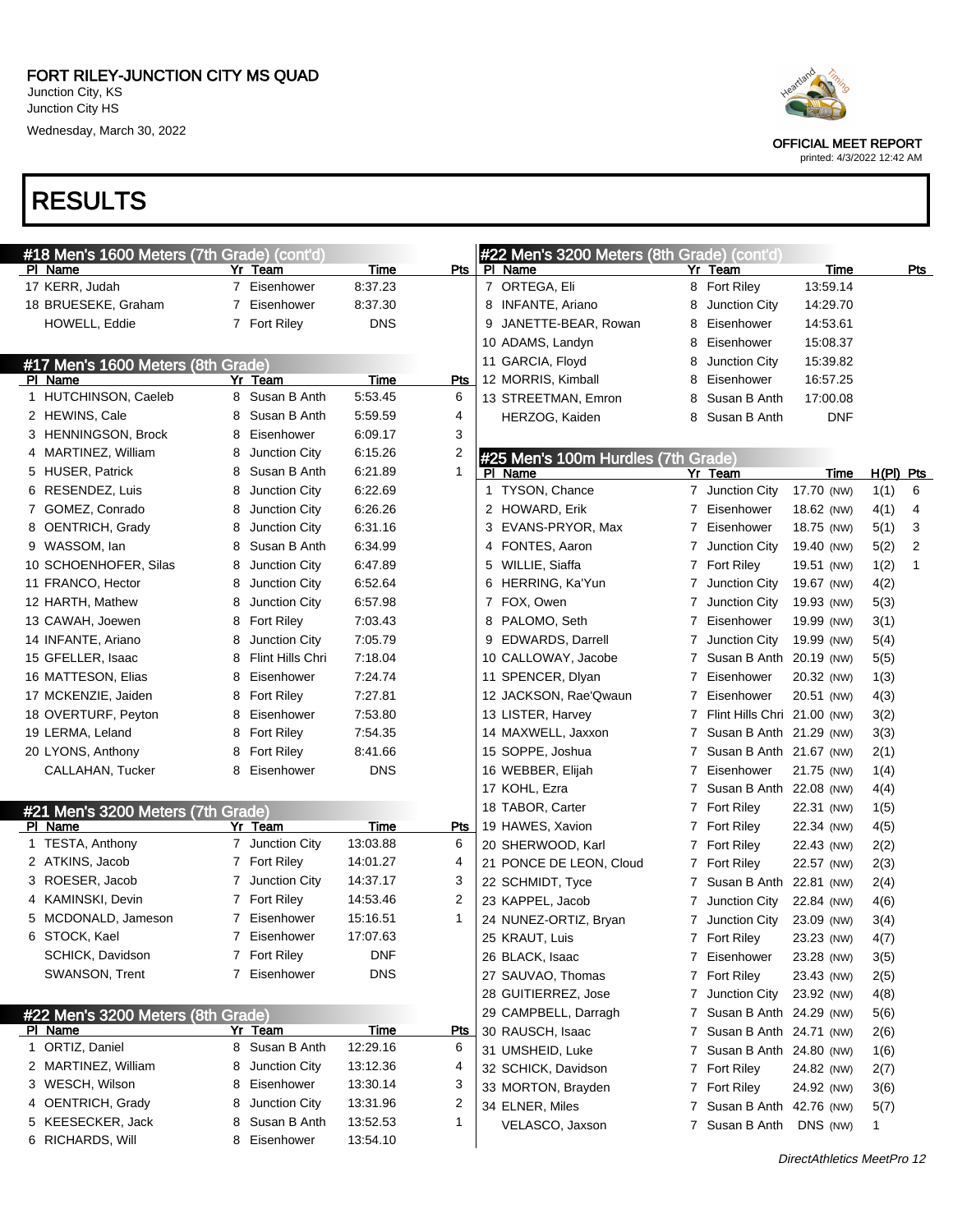# FORT RILEY-JUNCTION CITY MS QUAD

Junction City, KS
Junction City HS
Wednesday, March 30, 2022

OFFICIAL MEET REPORT
printed: 4/3/2022 12:42 AM

# RESULTS

## #18 Men's 1600 Meters (7th Grade) (cont'd)

| Pl | Name | Yr | Team | Time | Pts |
|---|---|---|---|---|---|
| 17 | KERR, Judah | 7 | Eisenhower | 8:37.23 | |
| 18 | BRUESEKE, Graham | 7 | Eisenhower | 8:37.30 | |
| | HOWELL, Eddie | 7 | Fort Riley | DNS | |

## #17 Men's 1600 Meters (8th Grade)

| Pl | Name | Yr | Team | Time | Pts |
|---|---|---|---|---|---|
| 1 | HUTCHINSON, Caeleb | 8 | Susan B Anth | 5:53.45 | 6 |
| 2 | HEWINS, Cale | 8 | Susan B Anth | 5:59.59 | 4 |
| 3 | HENNINGSON, Brock | 8 | Eisenhower | 6:09.17 | 3 |
| 4 | MARTINEZ, William | 8 | Junction City | 6:15.26 | 2 |
| 5 | HUSER, Patrick | 8 | Susan B Anth | 6:21.89 | 1 |
| 6 | RESENDEZ, Luis | 8 | Junction City | 6:22.69 | |
| 7 | GOMEZ, Conrado | 8 | Junction City | 6:26.26 | |
| 8 | OENTRICH, Grady | 8 | Junction City | 6:31.16 | |
| 9 | WASSOM, Ian | 8 | Susan B Anth | 6:34.99 | |
| 10 | SCHOENHOFER, Silas | 8 | Junction City | 6:47.89 | |
| 11 | FRANCO, Hector | 8 | Junction City | 6:52.64 | |
| 12 | HARTH, Mathew | 8 | Junction City | 6:57.98 | |
| 13 | CAWAH, Joewen | 8 | Fort Riley | 7:03.43 | |
| 14 | INFANTE, Ariano | 8 | Junction City | 7:05.79 | |
| 15 | GFELLER, Isaac | 8 | Flint Hills Chri | 7:18.04 | |
| 16 | MATTESON, Elias | 8 | Eisenhower | 7:24.74 | |
| 17 | MCKENZIE, Jaiden | 8 | Fort Riley | 7:27.81 | |
| 18 | OVERTURF, Peyton | 8 | Eisenhower | 7:53.80 | |
| 19 | LERMA, Leland | 8 | Fort Riley | 7:54.35 | |
| 20 | LYONS, Anthony | 8 | Fort Riley | 8:41.66 | |
| | CALLAHAN, Tucker | 8 | Eisenhower | DNS | |

## #21 Men's 3200 Meters (7th Grade)

| Pl | Name | Yr | Team | Time | Pts |
|---|---|---|---|---|---|
| 1 | TESTA, Anthony | 7 | Junction City | 13:03.88 | 6 |
| 2 | ATKINS, Jacob | 7 | Fort Riley | 14:01.27 | 4 |
| 3 | ROESER, Jacob | 7 | Junction City | 14:37.17 | 3 |
| 4 | KAMINSKI, Devin | 7 | Fort Riley | 14:53.46 | 2 |
| 5 | MCDONALD, Jameson | 7 | Eisenhower | 15:16.51 | 1 |
| 6 | STOCK, Kael | 7 | Eisenhower | 17:07.63 | |
| | SCHICK, Davidson | 7 | Fort Riley | DNF | |
| | SWANSON, Trent | 7 | Eisenhower | DNS | |

## #22 Men's 3200 Meters (8th Grade)

| Pl | Name | Yr | Team | Time | Pts |
|---|---|---|---|---|---|
| 1 | ORTIZ, Daniel | 8 | Susan B Anth | 12:29.16 | 6 |
| 2 | MARTINEZ, William | 8 | Junction City | 13:12.36 | 4 |
| 3 | WESCH, Wilson | 8 | Eisenhower | 13:30.14 | 3 |
| 4 | OENTRICH, Grady | 8 | Junction City | 13:31.96 | 2 |
| 5 | KEESECKER, Jack | 8 | Susan B Anth | 13:52.53 | 1 |
| 6 | RICHARDS, Will | 8 | Eisenhower | 13:54.10 | |
| 7 | ORTEGA, Eli | 8 | Fort Riley | 13:59.14 | |
| 8 | INFANTE, Ariano | 8 | Junction City | 14:29.70 | |
| 9 | JANETTE-BEAR, Rowan | 8 | Eisenhower | 14:53.61 | |
| 10 | ADAMS, Landyn | 8 | Eisenhower | 15:08.37 | |
| 11 | GARCIA, Floyd | 8 | Junction City | 15:39.82 | |
| 12 | MORRIS, Kimball | 8 | Eisenhower | 16:57.25 | |
| 13 | STREETMAN, Emron | 8 | Susan B Anth | 17:00.08 | |
| | HERZOG, Kaiden | 8 | Susan B Anth | DNF | |

## #25 Men's 100m Hurdles (7th Grade)

| Pl | Name | Yr | Team | Time | H(Pl) | Pts |
|---|---|---|---|---|---|---|
| 1 | TYSON, Chance | 7 | Junction City | 17.70 (NW) | 1(1) | 6 |
| 2 | HOWARD, Erik | 7 | Eisenhower | 18.62 (NW) | 4(1) | 4 |
| 3 | EVANS-PRYOR, Max | 7 | Eisenhower | 18.75 (NW) | 5(1) | 3 |
| 4 | FONTES, Aaron | 7 | Junction City | 19.40 (NW) | 5(2) | 2 |
| 5 | WILLIE, Siaffa | 7 | Fort Riley | 19.51 (NW) | 1(2) | 1 |
| 6 | HERRING, Ka'Yun | 7 | Junction City | 19.67 (NW) | 4(2) | |
| 7 | FOX, Owen | 7 | Junction City | 19.93 (NW) | 5(3) | |
| 8 | PALOMO, Seth | 7 | Eisenhower | 19.99 (NW) | 3(1) | |
| 9 | EDWARDS, Darrell | 7 | Junction City | 19.99 (NW) | 5(4) | |
| 10 | CALLOWAY, Jacobe | 7 | Susan B Anth | 20.19 (NW) | 5(5) | |
| 11 | SPENCER, Dlyan | 7 | Eisenhower | 20.32 (NW) | 1(3) | |
| 12 | JACKSON, Rae'Qwaun | 7 | Eisenhower | 20.51 (NW) | 4(3) | |
| 13 | LISTER, Harvey | 7 | Flint Hills Chri | 21.00 (NW) | 3(2) | |
| 14 | MAXWELL, Jaxxon | 7 | Susan B Anth | 21.29 (NW) | 3(3) | |
| 15 | SOPPE, Joshua | 7 | Susan B Anth | 21.67 (NW) | 2(1) | |
| 16 | WEBBER, Elijah | 7 | Eisenhower | 21.75 (NW) | 1(4) | |
| 17 | KOHL, Ezra | 7 | Susan B Anth | 22.08 (NW) | 4(4) | |
| 18 | TABOR, Carter | 7 | Fort Riley | 22.31 (NW) | 1(5) | |
| 19 | HAWES, Xavion | 7 | Fort Riley | 22.34 (NW) | 4(5) | |
| 20 | SHERWOOD, Karl | 7 | Fort Riley | 22.43 (NW) | 2(2) | |
| 21 | PONCE DE LEON, Cloud | 7 | Fort Riley | 22.57 (NW) | 2(3) | |
| 22 | SCHMIDT, Tyce | 7 | Susan B Anth | 22.81 (NW) | 2(4) | |
| 23 | KAPPEL, Jacob | 7 | Junction City | 22.84 (NW) | 4(6) | |
| 24 | NUNEZ-ORTIZ, Bryan | 7 | Junction City | 23.09 (NW) | 3(4) | |
| 25 | KRAUT, Luis | 7 | Fort Riley | 23.23 (NW) | 4(7) | |
| 26 | BLACK, Isaac | 7 | Eisenhower | 23.28 (NW) | 3(5) | |
| 27 | SAUVAO, Thomas | 7 | Fort Riley | 23.43 (NW) | 2(5) | |
| 28 | GUITIERREZ, Jose | 7 | Junction City | 23.92 (NW) | 4(8) | |
| 29 | CAMPBELL, Darragh | 7 | Susan B Anth | 24.29 (NW) | 5(6) | |
| 30 | RAUSCH, Isaac | 7 | Susan B Anth | 24.71 (NW) | 2(6) | |
| 31 | UMSHEID, Luke | 7 | Susan B Anth | 24.80 (NW) | 1(6) | |
| 32 | SCHICK, Davidson | 7 | Fort Riley | 24.82 (NW) | 2(7) | |
| 33 | MORTON, Brayden | 7 | Fort Riley | 24.92 (NW) | 3(6) | |
| 34 | ELNER, Miles | 7 | Susan B Anth | 42.76 (NW) | 5(7) | |
| | VELASCO, Jaxson | 7 | Susan B Anth | DNS (NW) | 1 | |

DirectAthletics MeetPro 12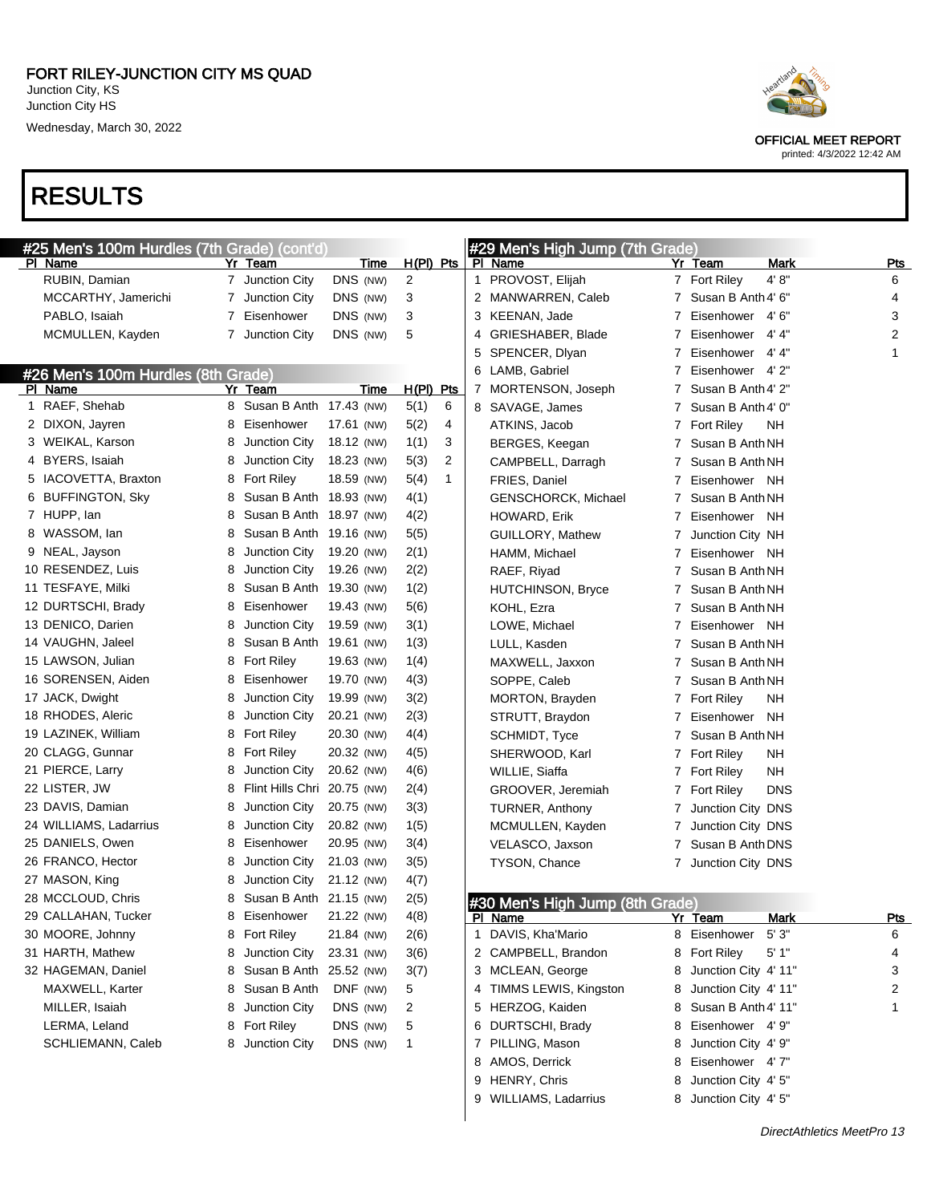# FORT RILEY-JUNCTION CITY MS QUAD

Junction City, KS
Junction City HS
Wednesday, March 30, 2022

OFFICIAL MEET REPORT
printed: 4/3/2022 12:42 AM

# RESULTS

## #25 Men's 100m Hurdles (7th Grade) (cont'd)

| Pl | Name | Yr | Team | Time | H(Pl) | Pts |
|---|---|---|---|---|---|---|
| | RUBIN, Damian | 7 | Junction City | DNS (NW) | 2 | |
| | MCCARTHY, Jamerichi | 7 | Junction City | DNS (NW) | 3 | |
| | PABLO, Isaiah | 7 | Eisenhower | DNS (NW) | 3 | |
| | MCMULLEN, Kayden | 7 | Junction City | DNS (NW) | 5 | |

## #26 Men's 100m Hurdles (8th Grade)

| Pl | Name | Yr | Team | Time | H(Pl) | Pts |
|---|---|---|---|---|---|---|
| 1 | RAEF, Shehab | 8 | Susan B Anth | 17.43 (NW) | 5(1) | 6 |
| 2 | DIXON, Jayren | 8 | Eisenhower | 17.61 (NW) | 5(2) | 4 |
| 3 | WEIKAL, Karson | 8 | Junction City | 18.12 (NW) | 1(1) | 3 |
| 4 | BYERS, Isaiah | 8 | Junction City | 18.23 (NW) | 5(3) | 2 |
| 5 | IACOVETTA, Braxton | 8 | Fort Riley | 18.59 (NW) | 5(4) | 1 |
| 6 | BUFFINGTON, Sky | 8 | Susan B Anth | 18.93 (NW) | 4(1) | |
| 7 | HUPP, Ian | 8 | Susan B Anth | 18.97 (NW) | 4(2) | |
| 8 | WASSOM, Ian | 8 | Susan B Anth | 19.16 (NW) | 5(5) | |
| 9 | NEAL, Jayson | 8 | Junction City | 19.20 (NW) | 2(1) | |
| 10 | RESENDEZ, Luis | 8 | Junction City | 19.26 (NW) | 2(2) | |
| 11 | TESFAYE, Milki | 8 | Susan B Anth | 19.30 (NW) | 1(2) | |
| 12 | DURTSCHI, Brady | 8 | Eisenhower | 19.43 (NW) | 5(6) | |
| 13 | DENICO, Darien | 8 | Junction City | 19.59 (NW) | 3(1) | |
| 14 | VAUGHN, Jaleel | 8 | Susan B Anth | 19.61 (NW) | 1(3) | |
| 15 | LAWSON, Julian | 8 | Fort Riley | 19.63 (NW) | 1(4) | |
| 16 | SORENSEN, Aiden | 8 | Eisenhower | 19.70 (NW) | 4(3) | |
| 17 | JACK, Dwight | 8 | Junction City | 19.99 (NW) | 3(2) | |
| 18 | RHODES, Aleric | 8 | Junction City | 20.21 (NW) | 2(3) | |
| 19 | LAZINEK, William | 8 | Fort Riley | 20.30 (NW) | 4(4) | |
| 20 | CLAGG, Gunnar | 8 | Fort Riley | 20.32 (NW) | 4(5) | |
| 21 | PIERCE, Larry | 8 | Junction City | 20.62 (NW) | 4(6) | |
| 22 | LISTER, JW | 8 | Flint Hills Chri | 20.75 (NW) | 2(4) | |
| 23 | DAVIS, Damian | 8 | Junction City | 20.75 (NW) | 3(3) | |
| 24 | WILLIAMS, Ladarrius | 8 | Junction City | 20.82 (NW) | 1(5) | |
| 25 | DANIELS, Owen | 8 | Eisenhower | 20.95 (NW) | 3(4) | |
| 26 | FRANCO, Hector | 8 | Junction City | 21.03 (NW) | 3(5) | |
| 27 | MASON, King | 8 | Junction City | 21.12 (NW) | 4(7) | |
| 28 | MCCLOUD, Chris | 8 | Susan B Anth | 21.15 (NW) | 2(5) | |
| 29 | CALLAHAN, Tucker | 8 | Eisenhower | 21.22 (NW) | 4(8) | |
| 30 | MOORE, Johnny | 8 | Fort Riley | 21.84 (NW) | 2(6) | |
| 31 | HARTH, Mathew | 8 | Junction City | 23.31 (NW) | 3(6) | |
| 32 | HAGEMAN, Daniel | 8 | Susan B Anth | 25.52 (NW) | 3(7) | |
| | MAXWELL, Karter | 8 | Susan B Anth | DNF (NW) | 5 | |
| | MILLER, Isaiah | 8 | Junction City | DNS (NW) | 2 | |
| | LERMA, Leland | 8 | Fort Riley | DNS (NW) | 5 | |
| | SCHLIEMANN, Caleb | 8 | Junction City | DNS (NW) | 1 | |

## #29 Men's High Jump (7th Grade)

| Pl | Name | Yr | Team | Mark | Pts |
|---|---|---|---|---|---|
| 1 | PROVOST, Elijah | 7 | Fort Riley | 4' 8" | 6 |
| 2 | MANWARREN, Caleb | 7 | Susan B Anth | 4' 6" | 4 |
| 3 | KEENAN, Jade | 7 | Eisenhower | 4' 6" | 3 |
| 4 | GRIESHABER, Blade | 7 | Eisenhower | 4' 4" | 2 |
| 5 | SPENCER, Dlyan | 7 | Eisenhower | 4' 4" | 1 |
| 6 | LAMB, Gabriel | 7 | Eisenhower | 4' 2" | |
| 7 | MORTENSON, Joseph | 7 | Susan B Anth | 4' 2" | |
| 8 | SAVAGE, James | 7 | Susan B Anth | 4' 0" | |
| | ATKINS, Jacob | 7 | Fort Riley | NH | |
| | BERGES, Keegan | 7 | Susan B Anth | NH | |
| | CAMPBELL, Darragh | 7 | Susan B Anth | NH | |
| | FRIES, Daniel | 7 | Eisenhower | NH | |
| | GENSCHORCK, Michael | 7 | Susan B Anth | NH | |
| | HOWARD, Erik | 7 | Eisenhower | NH | |
| | GUILLORY, Mathew | 7 | Junction City | NH | |
| | HAMM, Michael | 7 | Eisenhower | NH | |
| | RAEF, Riyad | 7 | Susan B Anth | NH | |
| | HUTCHINSON, Bryce | 7 | Susan B Anth | NH | |
| | KOHL, Ezra | 7 | Susan B Anth | NH | |
| | LOWE, Michael | 7 | Eisenhower | NH | |
| | LULL, Kasden | 7 | Susan B Anth | NH | |
| | MAXWELL, Jaxxon | 7 | Susan B Anth | NH | |
| | SOPPE, Caleb | 7 | Susan B Anth | NH | |
| | MORTON, Brayden | 7 | Fort Riley | NH | |
| | STRUTT, Braydon | 7 | Eisenhower | NH | |
| | SCHMIDT, Tyce | 7 | Susan B Anth | NH | |
| | SHERWOOD, Karl | 7 | Fort Riley | NH | |
| | WILLIE, Siaffa | 7 | Fort Riley | NH | |
| | GROOVER, Jeremiah | 7 | Fort Riley | DNS | |
| | TURNER, Anthony | 7 | Junction City | DNS | |
| | MCMULLEN, Kayden | 7 | Junction City | DNS | |
| | VELASCO, Jaxson | 7 | Susan B Anth | DNS | |
| | TYSON, Chance | 7 | Junction City | DNS | |

## #30 Men's High Jump (8th Grade)

| Pl | Name | Yr | Team | Mark | Pts |
|---|---|---|---|---|---|
| 1 | DAVIS, Kha'Mario | 8 | Eisenhower | 5' 3" | 6 |
| 2 | CAMPBELL, Brandon | 8 | Fort Riley | 5' 1" | 4 |
| 3 | MCLEAN, George | 8 | Junction City | 4' 11" | 3 |
| 4 | TIMMS LEWIS, Kingston | 8 | Junction City | 4' 11" | 2 |
| 5 | HERZOG, Kaiden | 8 | Susan B Anth | 4' 11" | 1 |
| 6 | DURTSCHI, Brady | 8 | Eisenhower | 4' 9" | |
| 7 | PILLING, Mason | 8 | Junction City | 4' 9" | |
| 8 | AMOS, Derrick | 8 | Eisenhower | 4' 7" | |
| 9 | HENRY, Chris | 8 | Junction City | 4' 5" | |
| 9 | WILLIAMS, Ladarrius | 8 | Junction City | 4' 5" | |

DirectAthletics MeetPro 13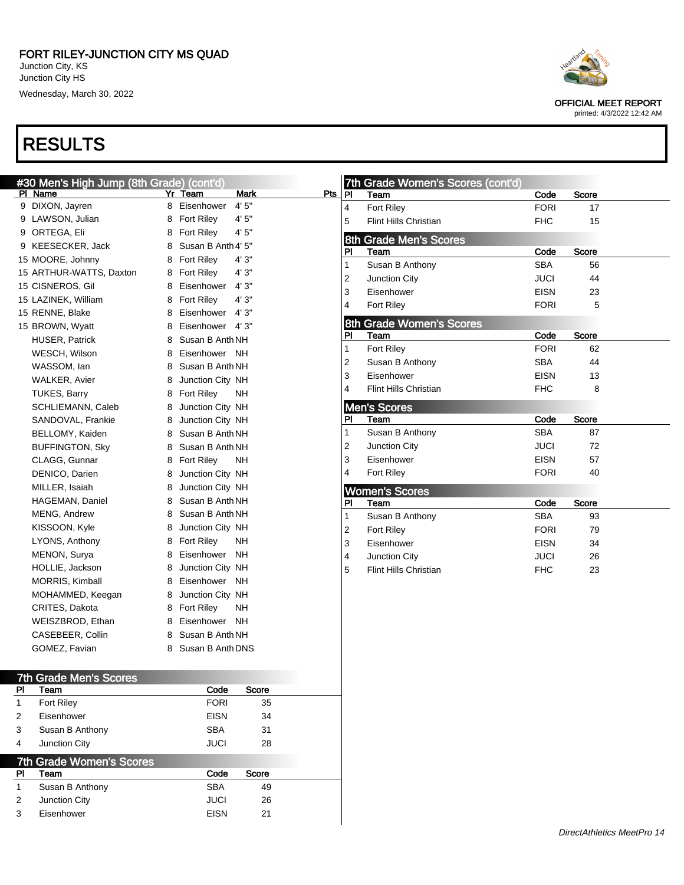# RESULTS

## #30 Men's High Jump (8th Grade) (cont'd)

| Pl | Name | Yr | Team | Mark | Pts |
|---|---|---|---|---|---|
| 9 | DIXON, Jayren | 8 | Eisenhower | 4' 5" | |
| 9 | LAWSON, Julian | 8 | Fort Riley | 4' 5" | |
| 9 | ORTEGA, Eli | 8 | Fort Riley | 4' 5" | |
| 9 | KEESECKER, Jack | 8 | Susan B Anth | 4' 5" | |
| 15 | MOORE, Johnny | 8 | Fort Riley | 4' 3" | |
| 15 | ARTHUR-WATTS, Daxton | 8 | Fort Riley | 4' 3" | |
| 15 | CISNEROS, Gil | 8 | Eisenhower | 4' 3" | |
| 15 | LAZINEK, William | 8 | Fort Riley | 4' 3" | |
| 15 | RENNE, Blake | 8 | Eisenhower | 4' 3" | |
| 15 | BROWN, Wyatt | 8 | Eisenhower | 4' 3" | |
| | HUSER, Patrick | 8 | Susan B Anth | NH | |
| | WESCH, Wilson | 8 | Eisenhower | NH | |
| | WASSOM, Ian | 8 | Susan B Anth | NH | |
| | WALKER, Avier | 8 | Junction City | NH | |
| | TUKES, Barry | 8 | Fort Riley | NH | |
| | SCHLIEMANN, Caleb | 8 | Junction City | NH | |
| | SANDOVAL, Frankie | 8 | Junction City | NH | |
| | BELLOMY, Kaiden | 8 | Susan B Anth | NH | |
| | BUFFINGTON, Sky | 8 | Susan B Anth | NH | |
| | CLAGG, Gunnar | 8 | Fort Riley | NH | |
| | DENICO, Darien | 8 | Junction City | NH | |
| | MILLER, Isaiah | 8 | Junction City | NH | |
| | HAGEMAN, Daniel | 8 | Susan B Anth | NH | |
| | MENG, Andrew | 8 | Susan B Anth | NH | |
| | KISSOON, Kyle | 8 | Junction City | NH | |
| | LYONS, Anthony | 8 | Fort Riley | NH | |
| | MENON, Surya | 8 | Eisenhower | NH | |
| | HOLLIE, Jackson | 8 | Junction City | NH | |
| | MORRIS, Kimball | 8 | Eisenhower | NH | |
| | MOHAMMED, Keegan | 8 | Junction City | NH | |
| | CRITES, Dakota | 8 | Fort Riley | NH | |
| | WEISZBROD, Ethan | 8 | Eisenhower | NH | |
| | CASEBEER, Collin | 8 | Susan B Anth | NH | |
| | GOMEZ, Favian | 8 | Susan B Anth | DNS | |

## 7th Grade Men's Scores

| Pl | Team | Code | Score |
|---|---|---|---|
| 1 | Fort Riley | FORI | 35 |
| 2 | Eisenhower | EISN | 34 |
| 3 | Susan B Anthony | SBA | 31 |
| 4 | Junction City | JUCI | 28 |

## 7th Grade Women's Scores

| Pl | Team | Code | Score |
|---|---|---|---|
| 1 | Susan B Anthony | SBA | 49 |
| 2 | Junction City | JUCI | 26 |
| 3 | Eisenhower | EISN | 21 |
| 4 | Fort Riley | FORI | 17 |
| 5 | Flint Hills Christian | FHC | 15 |

## 8th Grade Men's Scores

| Pl | Team | Code | Score |
|---|---|---|---|
| 1 | Susan B Anthony | SBA | 56 |
| 2 | Junction City | JUCI | 44 |
| 3 | Eisenhower | EISN | 23 |
| 4 | Fort Riley | FORI | 5 |

## 8th Grade Women's Scores

| Pl | Team | Code | Score |
|---|---|---|---|
| 1 | Fort Riley | FORI | 62 |
| 2 | Susan B Anthony | SBA | 44 |
| 3 | Eisenhower | EISN | 13 |
| 4 | Flint Hills Christian | FHC | 8 |

## Men's Scores

| Pl | Team | Code | Score |
|---|---|---|---|
| 1 | Susan B Anthony | SBA | 87 |
| 2 | Junction City | JUCI | 72 |
| 3 | Eisenhower | EISN | 57 |
| 4 | Fort Riley | FORI | 40 |

## Women's Scores

| Pl | Team | Code | Score |
|---|---|---|---|
| 1 | Susan B Anthony | SBA | 93 |
| 2 | Fort Riley | FORI | 79 |
| 3 | Eisenhower | EISN | 34 |
| 4 | Junction City | JUCI | 26 |
| 5 | Flint Hills Christian | FHC | 23 |